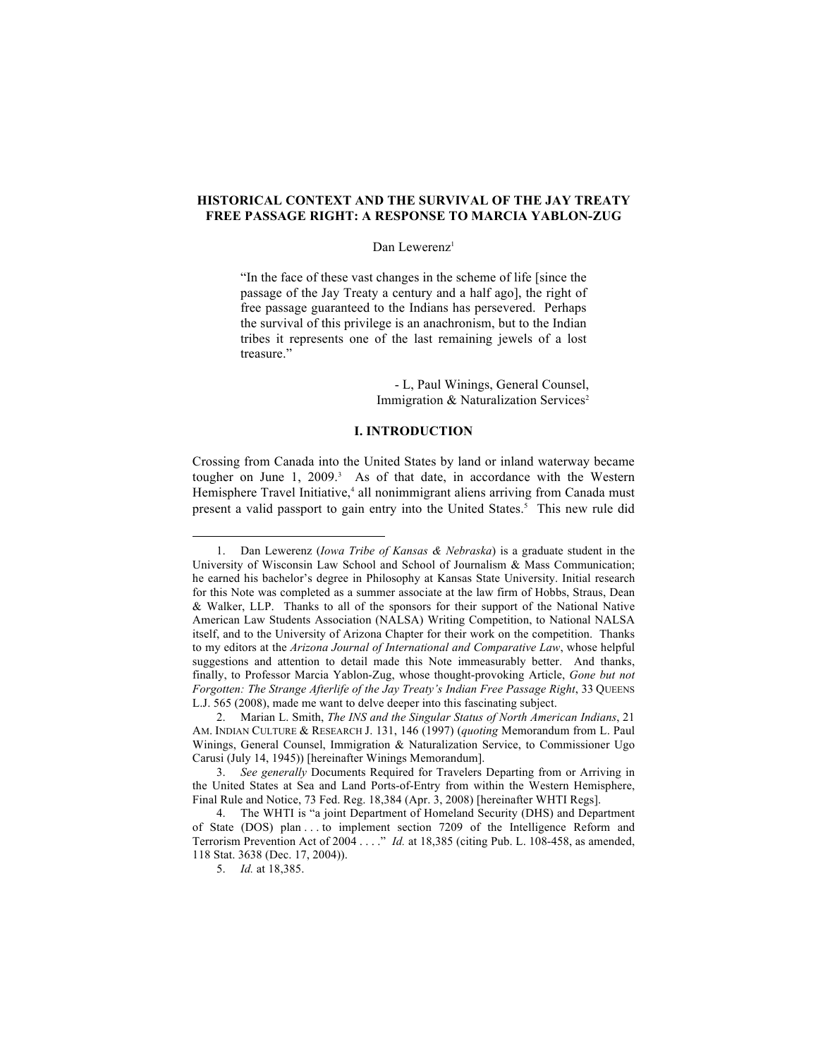# HISTORICAL CONTEXT AND THE SURVIVAL OF THE JAY TREATY FREE PASSAGE RIGHT: A RESPONSE TO MARCIA YABLON-ZUG

Dan Lewerenz[1]

> "In the face of these vast changes in the scheme of life [since the passage of the Jay Treaty a century and a half ago], the right of free passage guaranteed to the Indians has persevered. Perhaps the survival of this privilege is an anachronism, but to the Indian tribes it represents one of the last remaining jewels of a lost treasure."
>
> - L, Paul Winings, General Counsel, Immigration & Naturalization Services[2]

## I. INTRODUCTION

Crossing from Canada into the United States by land or inland waterway became tougher on June 1, 2009.[3] As of that date, in accordance with the Western Hemisphere Travel Initiative,[4] all nonimmigrant aliens arriving from Canada must present a valid passport to gain entry into the United States.[5] This new rule did

---

1. Dan Lewerenz (*Iowa Tribe of Kansas & Nebraska*) is a graduate student in the University of Wisconsin Law School and School of Journalism & Mass Communication; he earned his bachelor's degree in Philosophy at Kansas State University. Initial research for this Note was completed as a summer associate at the law firm of Hobbs, Straus, Dean & Walker, LLP. Thanks to all of the sponsors for their support of the National Native American Law Students Association (NALSA) Writing Competition, to National NALSA itself, and to the University of Arizona Chapter for their work on the competition. Thanks to my editors at the *Arizona Journal of International and Comparative Law*, whose helpful suggestions and attention to detail made this Note immeasurably better. And thanks, finally, to Professor Marcia Yablon-Zug, whose thought-provoking Article, *Gone but not Forgotten: The Strange Afterlife of the Jay Treaty's Indian Free Passage Right*, 33 QUEENS L.J. 565 (2008), made me want to delve deeper into this fascinating subject.

2. Marian L. Smith, *The INS and the Singular Status of North American Indians*, 21 AM. INDIAN CULTURE & RESEARCH J. 131, 146 (1997) (*quoting* Memorandum from L. Paul Winings, General Counsel, Immigration & Naturalization Service, to Commissioner Ugo Carusi (July 14, 1945)) [hereinafter Winings Memorandum].

3. *See generally* Documents Required for Travelers Departing from or Arriving in the United States at Sea and Land Ports-of-Entry from within the Western Hemisphere, Final Rule and Notice, 73 Fed. Reg. 18,384 (Apr. 3, 2008) [hereinafter WHTI Regs].

4. The WHTI is "a joint Department of Homeland Security (DHS) and Department of State (DOS) plan . . . to implement section 7209 of the Intelligence Reform and Terrorism Prevention Act of 2004 . . . ." *Id.* at 18,385 (citing Pub. L. 108-458, as amended, 118 Stat. 3638 (Dec. 17, 2004)).

5. *Id.* at 18,385.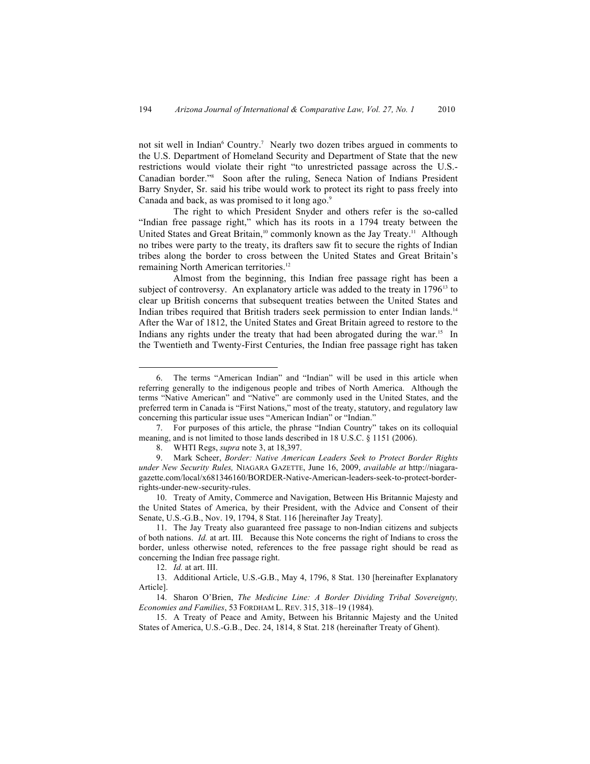not sit well in Indian[6] Country.[7] Nearly two dozen tribes argued in comments to the U.S. Department of Homeland Security and Department of State that the new restrictions would violate their right "to unrestricted passage across the U.S.-Canadian border."[8] Soon after the ruling, Seneca Nation of Indians President Barry Snyder, Sr. said his tribe would work to protect its right to pass freely into Canada and back, as was promised to it long ago.[9]

The right to which President Snyder and others refer is the so-called "Indian free passage right," which has its roots in a 1794 treaty between the United States and Great Britain,[10] commonly known as the Jay Treaty.[11] Although no tribes were party to the treaty, its drafters saw fit to secure the rights of Indian tribes along the border to cross between the United States and Great Britain's remaining North American territories.[12]

Almost from the beginning, this Indian free passage right has been a subject of controversy. An explanatory article was added to the treaty in 1796[13] to clear up British concerns that subsequent treaties between the United States and Indian tribes required that British traders seek permission to enter Indian lands.[14] After the War of 1812, the United States and Great Britain agreed to restore to the Indians any rights under the treaty that had been abrogated during the war.[15] In the Twentieth and Twenty-First Centuries, the Indian free passage right has taken

---

6. The terms "American Indian" and "Indian" will be used in this article when referring generally to the indigenous people and tribes of North America. Although the terms "Native American" and "Native" are commonly used in the United States, and the preferred term in Canada is "First Nations," most of the treaty, statutory, and regulatory law concerning this particular issue uses "American Indian" or "Indian."

7. For purposes of this article, the phrase "Indian Country" takes on its colloquial meaning, and is not limited to those lands described in 18 U.S.C. § 1151 (2006).

8. WHTI Regs, *supra* note 3, at 18,397.

9. Mark Scheer, *Border: Native American Leaders Seek to Protect Border Rights under New Security Rules,* NIAGARA GAZETTE, June 16, 2009, *available at* http://niagara-gazette.com/local/x681346160/BORDER-Native-American-leaders-seek-to-protect-border-rights-under-new-security-rules.

10. Treaty of Amity, Commerce and Navigation, Between His Britannic Majesty and the United States of America, by their President, with the Advice and Consent of their Senate, U.S.-G.B., Nov. 19, 1794, 8 Stat. 116 [hereinafter Jay Treaty].

11. The Jay Treaty also guaranteed free passage to non-Indian citizens and subjects of both nations. *Id.* at art. III. Because this Note concerns the right of Indians to cross the border, unless otherwise noted, references to the free passage right should be read as concerning the Indian free passage right.

12. *Id.* at art. III.

13. Additional Article, U.S.-G.B., May 4, 1796, 8 Stat. 130 [hereinafter Explanatory Article].

14. Sharon O'Brien, *The Medicine Line: A Border Dividing Tribal Sovereignty, Economies and Families*, 53 FORDHAM L. REV. 315, 318–19 (1984).

15. A Treaty of Peace and Amity, Between his Britannic Majesty and the United States of America, U.S.-G.B., Dec. 24, 1814, 8 Stat. 218 (hereinafter Treaty of Ghent).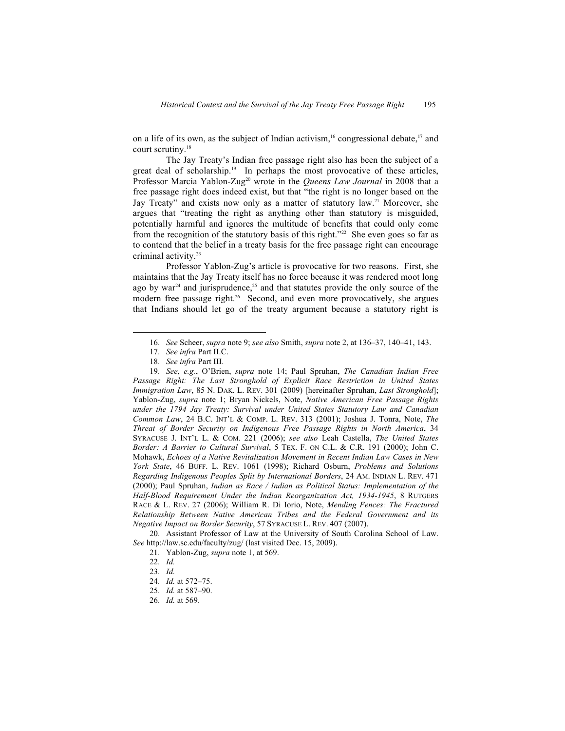on a life of its own, as the subject of Indian activism,[16] congressional debate,[17] and court scrutiny.[18]

The Jay Treaty's Indian free passage right also has been the subject of a great deal of scholarship.[19] In perhaps the most provocative of these articles, Professor Marcia Yablon-Zug[20] wrote in the *Queens Law Journal* in 2008 that a free passage right does indeed exist, but that "the right is no longer based on the Jay Treaty" and exists now only as a matter of statutory law.[21] Moreover, she argues that "treating the right as anything other than statutory is misguided, potentially harmful and ignores the multitude of benefits that could only come from the recognition of the statutory basis of this right."[22] She even goes so far as to contend that the belief in a treaty basis for the free passage right can encourage criminal activity.[23]

Professor Yablon-Zug's article is provocative for two reasons. First, she maintains that the Jay Treaty itself has no force because it was rendered moot long ago by war[24] and jurisprudence,[25] and that statutes provide the only source of the modern free passage right.[26] Second, and even more provocatively, she argues that Indians should let go of the treaty argument because a statutory right is

---

16. *See* Scheer, *supra* note 9; *see also* Smith, *supra* note 2, at 136–37, 140–41, 143.

17. *See infra* Part II.C.

18. *See infra* Part III.

19. *See*, *e.g.*, O'Brien, *supra* note 14; Paul Spruhan, *The Canadian Indian Free Passage Right: The Last Stronghold of Explicit Race Restriction in United States Immigration Law*, 85 N. DAK. L. REV. 301 (2009) [hereinafter Spruhan, *Last Stronghold*]; Yablon-Zug, *supra* note 1; Bryan Nickels, Note, *Native American Free Passage Rights under the 1794 Jay Treaty: Survival under United States Statutory Law and Canadian Common Law*, 24 B.C. INT'L & COMP. L. REV. 313 (2001); Joshua J. Tonra, Note, *The Threat of Border Security on Indigenous Free Passage Rights in North America*, 34 SYRACUSE J. INT'L L. & COM. 221 (2006); *see also* Leah Castella, *The United States Border: A Barrier to Cultural Survival*, 5 TEX. F. ON C.L. & C.R. 191 (2000); John C. Mohawk, *Echoes of a Native Revitalization Movement in Recent Indian Law Cases in New York State*, 46 BUFF. L. REV. 1061 (1998); Richard Osburn, *Problems and Solutions Regarding Indigenous Peoples Split by International Borders*, 24 AM. INDIAN L. REV. 471 (2000); Paul Spruhan, *Indian as Race / Indian as Political Status: Implementation of the Half-Blood Requirement Under the Indian Reorganization Act, 1934-1945*, 8 RUTGERS RACE & L. REV. 27 (2006); William R. Di Iorio, Note, *Mending Fences: The Fractured Relationship Between Native American Tribes and the Federal Government and its Negative Impact on Border Security*, 57 SYRACUSE L. REV. 407 (2007).

20. Assistant Professor of Law at the University of South Carolina School of Law. *See* http://law.sc.edu/faculty/zug/ (last visited Dec. 15, 2009).

21. Yablon-Zug, *supra* note 1, at 569.

22. *Id.*

23. *Id.*

24. *Id.* at 572–75.

25. *Id.* at 587–90.

26. *Id.* at 569.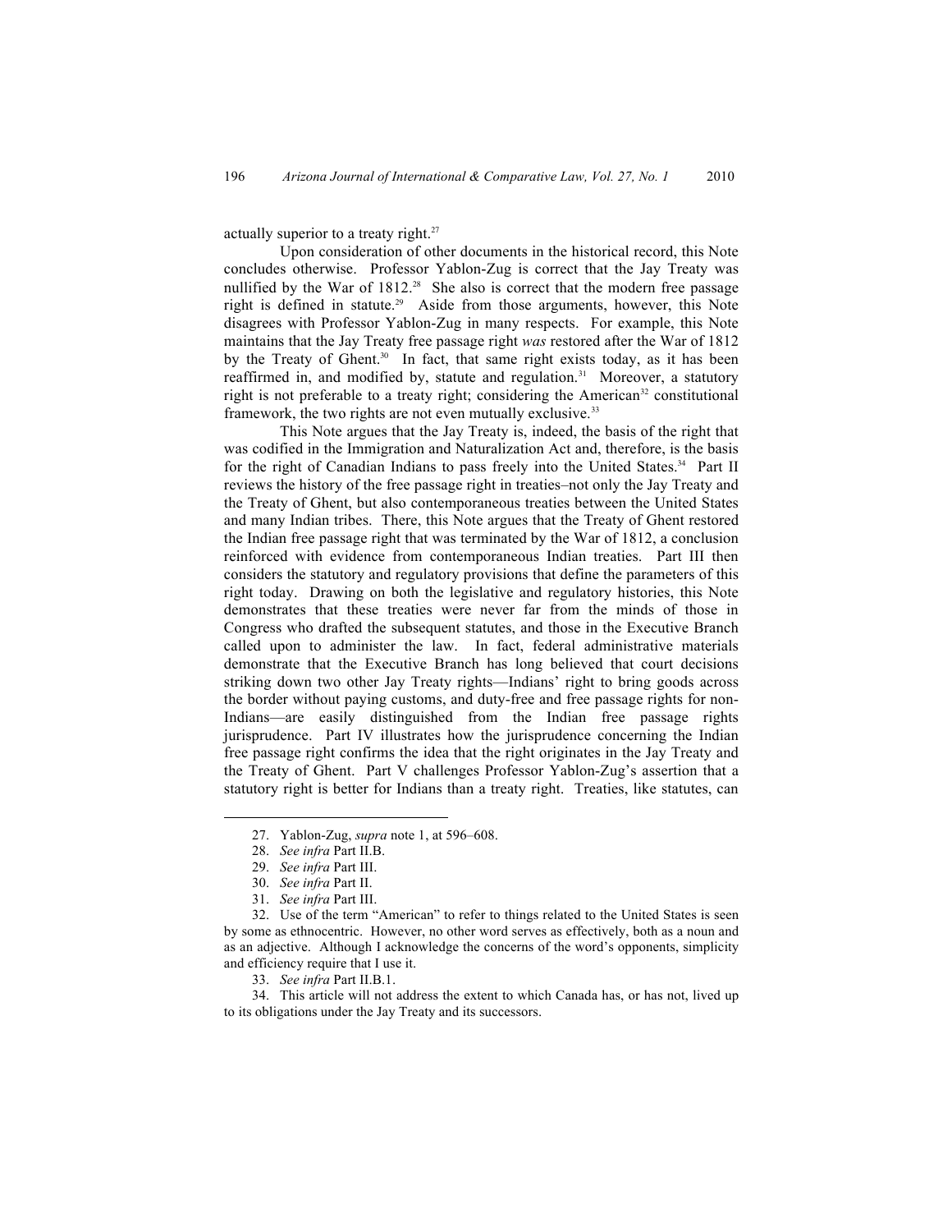actually superior to a treaty right.[27]

Upon consideration of other documents in the historical record, this Note concludes otherwise. Professor Yablon-Zug is correct that the Jay Treaty was nullified by the War of 1812.[28] She also is correct that the modern free passage right is defined in statute.[29] Aside from those arguments, however, this Note disagrees with Professor Yablon-Zug in many respects. For example, this Note maintains that the Jay Treaty free passage right *was* restored after the War of 1812 by the Treaty of Ghent.[30] In fact, that same right exists today, as it has been reaffirmed in, and modified by, statute and regulation.[31] Moreover, a statutory right is not preferable to a treaty right; considering the American[32] constitutional framework, the two rights are not even mutually exclusive.[33]

This Note argues that the Jay Treaty is, indeed, the basis of the right that was codified in the Immigration and Naturalization Act and, therefore, is the basis for the right of Canadian Indians to pass freely into the United States.[34] Part II reviews the history of the free passage right in treaties–not only the Jay Treaty and the Treaty of Ghent, but also contemporaneous treaties between the United States and many Indian tribes. There, this Note argues that the Treaty of Ghent restored the Indian free passage right that was terminated by the War of 1812, a conclusion reinforced with evidence from contemporaneous Indian treaties. Part III then considers the statutory and regulatory provisions that define the parameters of this right today. Drawing on both the legislative and regulatory histories, this Note demonstrates that these treaties were never far from the minds of those in Congress who drafted the subsequent statutes, and those in the Executive Branch called upon to administer the law. In fact, federal administrative materials demonstrate that the Executive Branch has long believed that court decisions striking down two other Jay Treaty rights—Indians' right to bring goods across the border without paying customs, and duty-free and free passage rights for non-Indians—are easily distinguished from the Indian free passage rights jurisprudence. Part IV illustrates how the jurisprudence concerning the Indian free passage right confirms the idea that the right originates in the Jay Treaty and the Treaty of Ghent. Part V challenges Professor Yablon-Zug's assertion that a statutory right is better for Indians than a treaty right. Treaties, like statutes, can

---

27. Yablon-Zug, *supra* note 1, at 596–608.

28. *See infra* Part II.B.

29. *See infra* Part III.

30. *See infra* Part II.

31. *See infra* Part III.

32. Use of the term "American" to refer to things related to the United States is seen by some as ethnocentric. However, no other word serves as effectively, both as a noun and as an adjective. Although I acknowledge the concerns of the word's opponents, simplicity and efficiency require that I use it.

33. *See infra* Part II.B.1.

34. This article will not address the extent to which Canada has, or has not, lived up to its obligations under the Jay Treaty and its successors.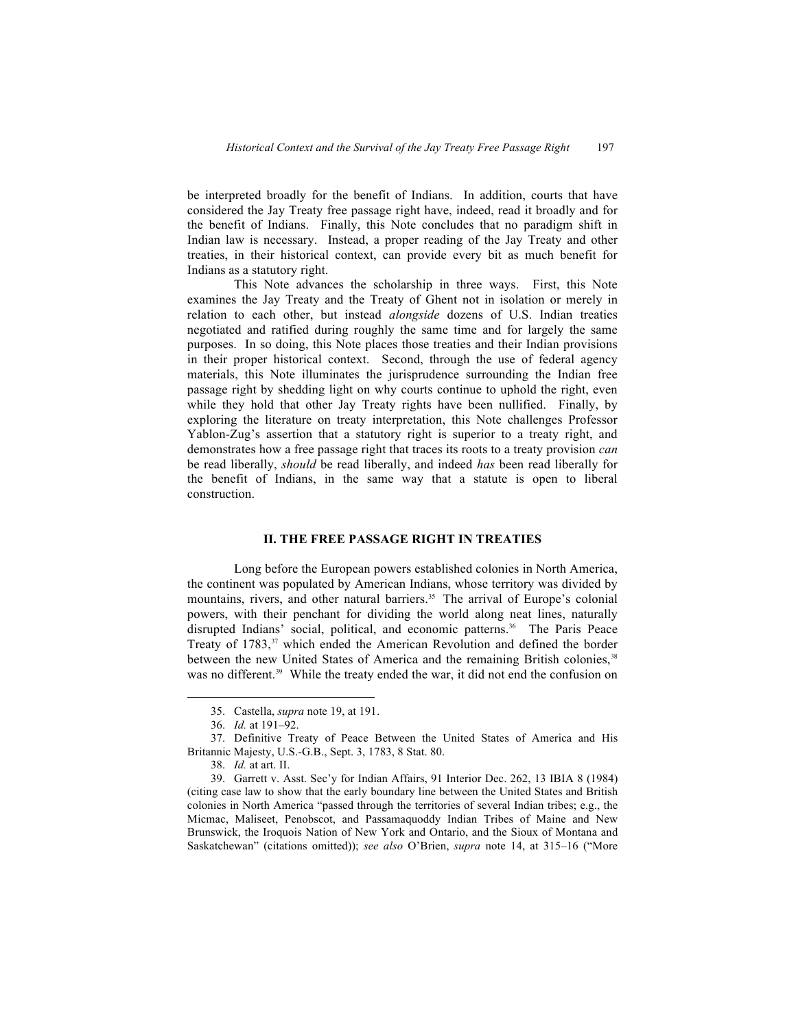be interpreted broadly for the benefit of Indians. In addition, courts that have considered the Jay Treaty free passage right have, indeed, read it broadly and for the benefit of Indians. Finally, this Note concludes that no paradigm shift in Indian law is necessary. Instead, a proper reading of the Jay Treaty and other treaties, in their historical context, can provide every bit as much benefit for Indians as a statutory right.

This Note advances the scholarship in three ways. First, this Note examines the Jay Treaty and the Treaty of Ghent not in isolation or merely in relation to each other, but instead *alongside* dozens of U.S. Indian treaties negotiated and ratified during roughly the same time and for largely the same purposes. In so doing, this Note places those treaties and their Indian provisions in their proper historical context. Second, through the use of federal agency materials, this Note illuminates the jurisprudence surrounding the Indian free passage right by shedding light on why courts continue to uphold the right, even while they hold that other Jay Treaty rights have been nullified. Finally, by exploring the literature on treaty interpretation, this Note challenges Professor Yablon-Zug's assertion that a statutory right is superior to a treaty right, and demonstrates how a free passage right that traces its roots to a treaty provision *can* be read liberally, *should* be read liberally, and indeed *has* been read liberally for the benefit of Indians, in the same way that a statute is open to liberal construction.

## II. THE FREE PASSAGE RIGHT IN TREATIES

Long before the European powers established colonies in North America, the continent was populated by American Indians, whose territory was divided by mountains, rivers, and other natural barriers.[35] The arrival of Europe's colonial powers, with their penchant for dividing the world along neat lines, naturally disrupted Indians' social, political, and economic patterns.[36] The Paris Peace Treaty of 1783,[37] which ended the American Revolution and defined the border between the new United States of America and the remaining British colonies,[38] was no different.[39] While the treaty ended the war, it did not end the confusion on

35. Castella, *supra* note 19, at 191.

36. *Id.* at 191–92.

37. Definitive Treaty of Peace Between the United States of America and His Britannic Majesty, U.S.-G.B., Sept. 3, 1783, 8 Stat. 80.

38. *Id.* at art. II.

39. Garrett v. Asst. Sec'y for Indian Affairs, 91 Interior Dec. 262, 13 IBIA 8 (1984) (citing case law to show that the early boundary line between the United States and British colonies in North America "passed through the territories of several Indian tribes; e.g., the Micmac, Maliseet, Penobscot, and Passamaquoddy Indian Tribes of Maine and New Brunswick, the Iroquois Nation of New York and Ontario, and the Sioux of Montana and Saskatchewan" (citations omitted)); *see also* O'Brien, *supra* note 14, at 315–16 ("More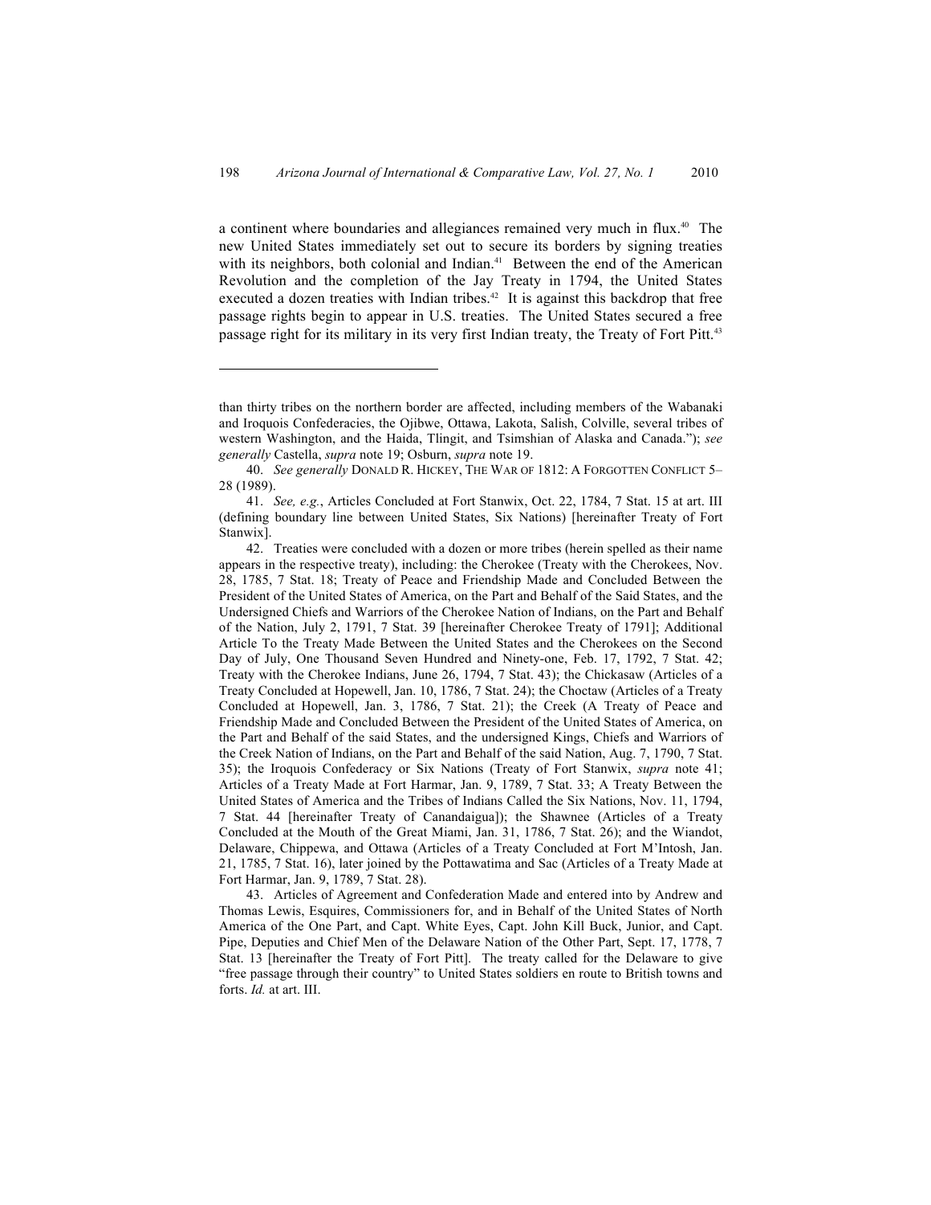a continent where boundaries and allegiances remained very much in flux.[40] The new United States immediately set out to secure its borders by signing treaties with its neighbors, both colonial and Indian.[41] Between the end of the American Revolution and the completion of the Jay Treaty in 1794, the United States executed a dozen treaties with Indian tribes.[42] It is against this backdrop that free passage rights begin to appear in U.S. treaties. The United States secured a free passage right for its military in its very first Indian treaty, the Treaty of Fort Pitt.[43]

---

than thirty tribes on the northern border are affected, including members of the Wabanaki and Iroquois Confederacies, the Ojibwe, Ottawa, Lakota, Salish, Colville, several tribes of western Washington, and the Haida, Tlingit, and Tsimshian of Alaska and Canada."); *see generally* Castella, *supra* note 19; Osburn, *supra* note 19.

40. *See generally* DONALD R. HICKEY, THE WAR OF 1812: A FORGOTTEN CONFLICT 5–28 (1989).

41. *See, e.g.*, Articles Concluded at Fort Stanwix, Oct. 22, 1784, 7 Stat. 15 at art. III (defining boundary line between United States, Six Nations) [hereinafter Treaty of Fort Stanwix].

42. Treaties were concluded with a dozen or more tribes (herein spelled as their name appears in the respective treaty), including: the Cherokee (Treaty with the Cherokees, Nov. 28, 1785, 7 Stat. 18; Treaty of Peace and Friendship Made and Concluded Between the President of the United States of America, on the Part and Behalf of the Said States, and the Undersigned Chiefs and Warriors of the Cherokee Nation of Indians, on the Part and Behalf of the Nation, July 2, 1791, 7 Stat. 39 [hereinafter Cherokee Treaty of 1791]; Additional Article To the Treaty Made Between the United States and the Cherokees on the Second Day of July, One Thousand Seven Hundred and Ninety-one, Feb. 17, 1792, 7 Stat. 42; Treaty with the Cherokee Indians, June 26, 1794, 7 Stat. 43); the Chickasaw (Articles of a Treaty Concluded at Hopewell, Jan. 10, 1786, 7 Stat. 24); the Choctaw (Articles of a Treaty Concluded at Hopewell, Jan. 3, 1786, 7 Stat. 21); the Creek (A Treaty of Peace and Friendship Made and Concluded Between the President of the United States of America, on the Part and Behalf of the said States, and the undersigned Kings, Chiefs and Warriors of the Creek Nation of Indians, on the Part and Behalf of the said Nation, Aug. 7, 1790, 7 Stat. 35); the Iroquois Confederacy or Six Nations (Treaty of Fort Stanwix, *supra* note 41; Articles of a Treaty Made at Fort Harmar, Jan. 9, 1789, 7 Stat. 33; A Treaty Between the United States of America and the Tribes of Indians Called the Six Nations, Nov. 11, 1794, 7 Stat. 44 [hereinafter Treaty of Canandaigua]); the Shawnee (Articles of a Treaty Concluded at the Mouth of the Great Miami, Jan. 31, 1786, 7 Stat. 26); and the Wiandot, Delaware, Chippewa, and Ottawa (Articles of a Treaty Concluded at Fort M'Intosh, Jan. 21, 1785, 7 Stat. 16), later joined by the Pottawatima and Sac (Articles of a Treaty Made at Fort Harmar, Jan. 9, 1789, 7 Stat. 28).

43. Articles of Agreement and Confederation Made and entered into by Andrew and Thomas Lewis, Esquires, Commissioners for, and in Behalf of the United States of North America of the One Part, and Capt. White Eyes, Capt. John Kill Buck, Junior, and Capt. Pipe, Deputies and Chief Men of the Delaware Nation of the Other Part, Sept. 17, 1778, 7 Stat. 13 [hereinafter the Treaty of Fort Pitt]. The treaty called for the Delaware to give "free passage through their country" to United States soldiers en route to British towns and forts. *Id.* at art. III.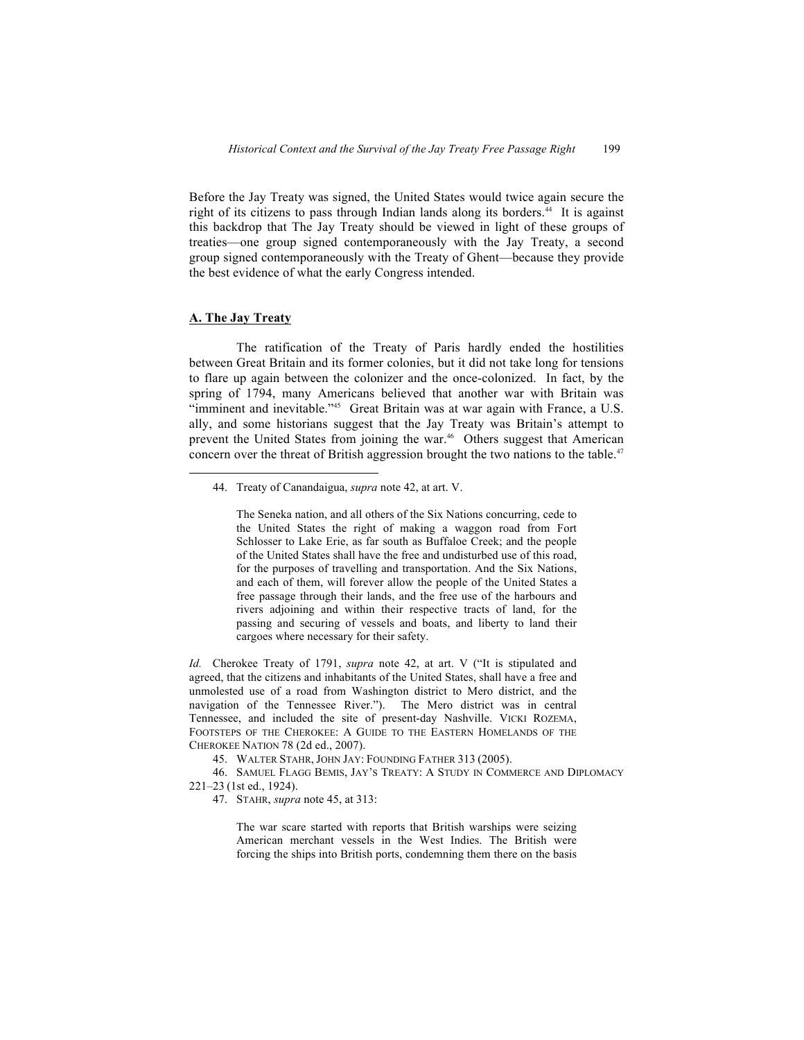Before the Jay Treaty was signed, the United States would twice again secure the right of its citizens to pass through Indian lands along its borders.[44] It is against this backdrop that The Jay Treaty should be viewed in light of these groups of treaties—one group signed contemporaneously with the Jay Treaty, a second group signed contemporaneously with the Treaty of Ghent—because they provide the best evidence of what the early Congress intended.

## A. The Jay Treaty

The ratification of the Treaty of Paris hardly ended the hostilities between Great Britain and its former colonies, but it did not take long for tensions to flare up again between the colonizer and the once-colonized. In fact, by the spring of 1794, many Americans believed that another war with Britain was "imminent and inevitable."[45] Great Britain was at war again with France, a U.S. ally, and some historians suggest that the Jay Treaty was Britain's attempt to prevent the United States from joining the war.[46] Others suggest that American concern over the threat of British aggression brought the two nations to the table.[47]

---

44. Treaty of Canandaigua, *supra* note 42, at art. V.

> The Seneka nation, and all others of the Six Nations concurring, cede to the United States the right of making a waggon road from Fort Schlosser to Lake Erie, as far south as Buffaloe Creek; and the people of the United States shall have the free and undisturbed use of this road, for the purposes of travelling and transportation. And the Six Nations, and each of them, will forever allow the people of the United States a free passage through their lands, and the free use of the harbours and rivers adjoining and within their respective tracts of land, for the passing and securing of vessels and boats, and liberty to land their cargoes where necessary for their safety.

*Id.* Cherokee Treaty of 1791, *supra* note 42, at art. V ("It is stipulated and agreed, that the citizens and inhabitants of the United States, shall have a free and unmolested use of a road from Washington district to Mero district, and the navigation of the Tennessee River."). The Mero district was in central Tennessee, and included the site of present-day Nashville. VICKI ROZEMA, FOOTSTEPS OF THE CHEROKEE: A GUIDE TO THE EASTERN HOMELANDS OF THE CHEROKEE NATION 78 (2d ed., 2007).

45. WALTER STAHR, JOHN JAY: FOUNDING FATHER 313 (2005).

46. SAMUEL FLAGG BEMIS, JAY'S TREATY: A STUDY IN COMMERCE AND DIPLOMACY 221–23 (1st ed., 1924).

47. STAHR, *supra* note 45, at 313:

> The war scare started with reports that British warships were seizing American merchant vessels in the West Indies. The British were forcing the ships into British ports, condemning them there on the basis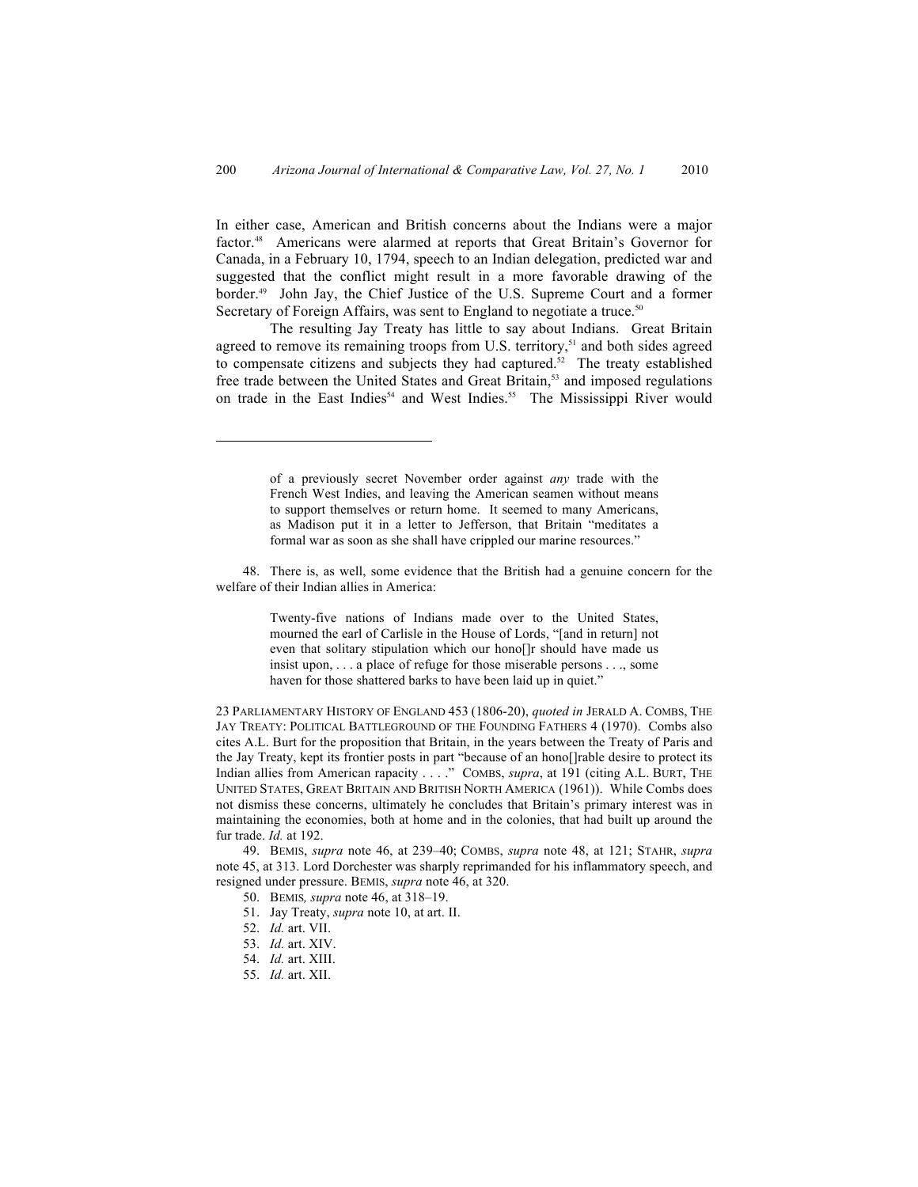In either case, American and British concerns about the Indians were a major factor.[48] Americans were alarmed at reports that Great Britain's Governor for Canada, in a February 10, 1794, speech to an Indian delegation, predicted war and suggested that the conflict might result in a more favorable drawing of the border.[49] John Jay, the Chief Justice of the U.S. Supreme Court and a former Secretary of Foreign Affairs, was sent to England to negotiate a truce.[50]

The resulting Jay Treaty has little to say about Indians. Great Britain agreed to remove its remaining troops from U.S. territory,[51] and both sides agreed to compensate citizens and subjects they had captured.[52] The treaty established free trade between the United States and Great Britain,[53] and imposed regulations on trade in the East Indies[54] and West Indies.[55] The Mississippi River would

---

> of a previously secret November order against *any* trade with the French West Indies, and leaving the American seamen without means to support themselves or return home. It seemed to many Americans, as Madison put it in a letter to Jefferson, that Britain "meditates a formal war as soon as she shall have crippled our marine resources."

48. There is, as well, some evidence that the British had a genuine concern for the welfare of their Indian allies in America:

> Twenty-five nations of Indians made over to the United States, mourned the earl of Carlisle in the House of Lords, "[and in return] not even that solitary stipulation which our hono[]r should have made us insist upon, . . . a place of refuge for those miserable persons . . ., some haven for those shattered barks to have been laid up in quiet."

23 PARLIAMENTARY HISTORY OF ENGLAND 453 (1806-20), *quoted in* JERALD A. COMBS, THE JAY TREATY: POLITICAL BATTLEGROUND OF THE FOUNDING FATHERS 4 (1970). Combs also cites A.L. Burt for the proposition that Britain, in the years between the Treaty of Paris and the Jay Treaty, kept its frontier posts in part "because of an hono[]rable desire to protect its Indian allies from American rapacity . . . ." COMBS, *supra*, at 191 (citing A.L. BURT, THE UNITED STATES, GREAT BRITAIN AND BRITISH NORTH AMERICA (1961)). While Combs does not dismiss these concerns, ultimately he concludes that Britain's primary interest was in maintaining the economies, both at home and in the colonies, that had built up around the fur trade. *Id.* at 192.

49. BEMIS, *supra* note 46, at 239–40; COMBS, *supra* note 48, at 121; STAHR, *supra* note 45, at 313. Lord Dorchester was sharply reprimanded for his inflammatory speech, and resigned under pressure. BEMIS, *supra* note 46, at 320.

50. BEMIS*, supra* note 46, at 318–19.

51. Jay Treaty, *supra* note 10, at art. II.

52. *Id.* art. VII.

53. *Id.* art. XIV.

54. *Id.* art. XIII.

55. *Id.* art. XII.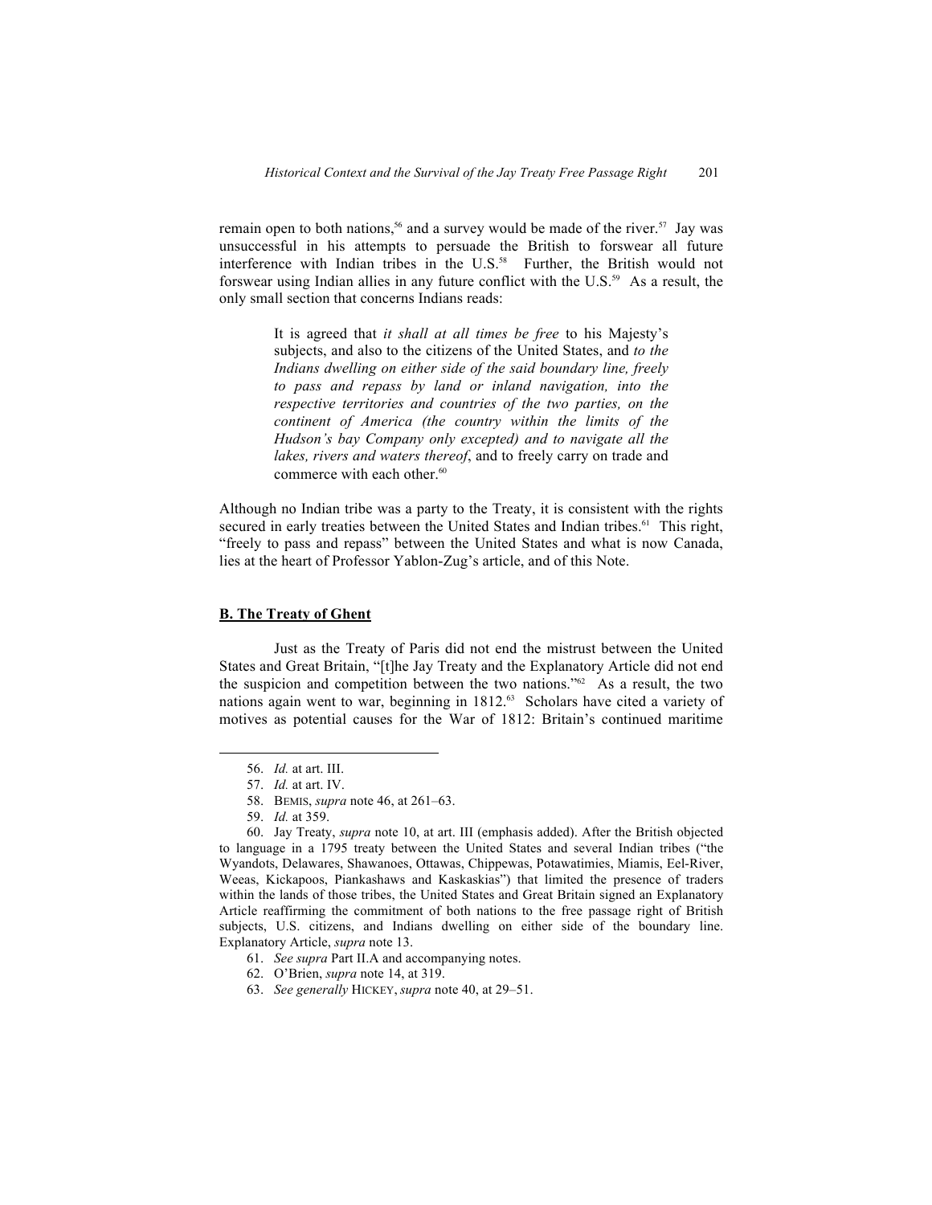remain open to both nations,[56] and a survey would be made of the river.[57] Jay was unsuccessful in his attempts to persuade the British to forswear all future interference with Indian tribes in the U.S.[58] Further, the British would not forswear using Indian allies in any future conflict with the U.S.[59] As a result, the only small section that concerns Indians reads:

> It is agreed that *it shall at all times be free* to his Majesty's subjects, and also to the citizens of the United States, and *to the Indians dwelling on either side of the said boundary line, freely to pass and repass by land or inland navigation, into the respective territories and countries of the two parties, on the continent of America (the country within the limits of the Hudson's bay Company only excepted) and to navigate all the lakes, rivers and waters thereof*, and to freely carry on trade and commerce with each other.[60]

Although no Indian tribe was a party to the Treaty, it is consistent with the rights secured in early treaties between the United States and Indian tribes.[61] This right, "freely to pass and repass" between the United States and what is now Canada, lies at the heart of Professor Yablon-Zug's article, and of this Note.

## B. The Treaty of Ghent

Just as the Treaty of Paris did not end the mistrust between the United States and Great Britain, "[t]he Jay Treaty and the Explanatory Article did not end the suspicion and competition between the two nations."[62] As a result, the two nations again went to war, beginning in 1812.[63] Scholars have cited a variety of motives as potential causes for the War of 1812: Britain's continued maritime

---

56. *Id.* at art. III.

57. *Id.* at art. IV.

58. BEMIS, *supra* note 46, at 261–63.

59. *Id.* at 359.

60. Jay Treaty, *supra* note 10, at art. III (emphasis added). After the British objected to language in a 1795 treaty between the United States and several Indian tribes ("the Wyandots, Delawares, Shawanoes, Ottawas, Chippewas, Potawatimies, Miamis, Eel-River, Weeas, Kickapoos, Piankashaws and Kaskaskias") that limited the presence of traders within the lands of those tribes, the United States and Great Britain signed an Explanatory Article reaffirming the commitment of both nations to the free passage right of British subjects, U.S. citizens, and Indians dwelling on either side of the boundary line. Explanatory Article, *supra* note 13.

61. *See supra* Part II.A and accompanying notes.

62. O'Brien, *supra* note 14, at 319.

63. *See generally* HICKEY, *supra* note 40, at 29–51.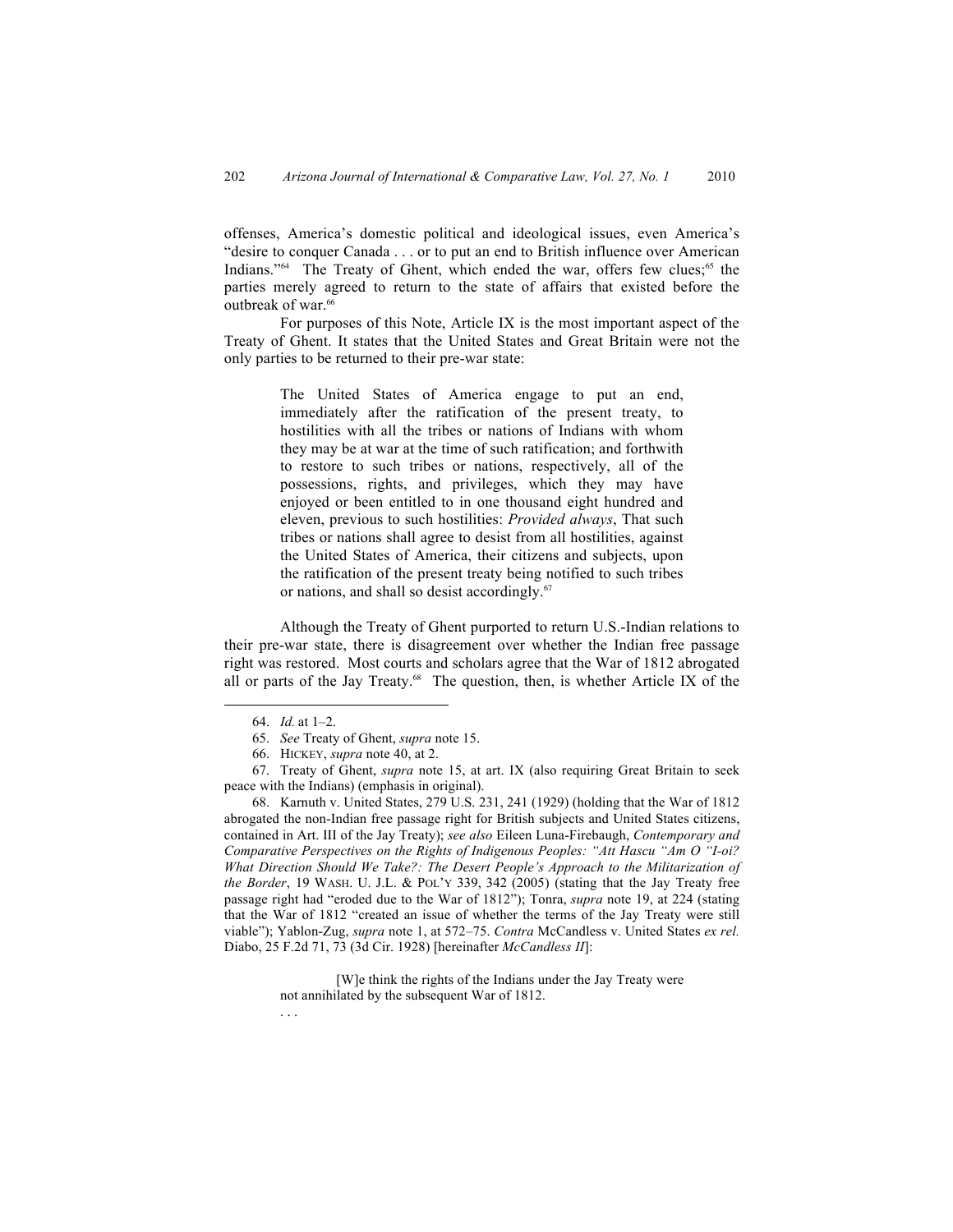offenses, America's domestic political and ideological issues, even America's "desire to conquer Canada . . . or to put an end to British influence over American Indians."[64] The Treaty of Ghent, which ended the war, offers few clues;[65] the parties merely agreed to return to the state of affairs that existed before the outbreak of war.[66]

For purposes of this Note, Article IX is the most important aspect of the Treaty of Ghent. It states that the United States and Great Britain were not the only parties to be returned to their pre-war state:

> The United States of America engage to put an end, immediately after the ratification of the present treaty, to hostilities with all the tribes or nations of Indians with whom they may be at war at the time of such ratification; and forthwith to restore to such tribes or nations, respectively, all of the possessions, rights, and privileges, which they may have enjoyed or been entitled to in one thousand eight hundred and eleven, previous to such hostilities: *Provided always*, That such tribes or nations shall agree to desist from all hostilities, against the United States of America, their citizens and subjects, upon the ratification of the present treaty being notified to such tribes or nations, and shall so desist accordingly.[67]

Although the Treaty of Ghent purported to return U.S.-Indian relations to their pre-war state, there is disagreement over whether the Indian free passage right was restored. Most courts and scholars agree that the War of 1812 abrogated all or parts of the Jay Treaty.[68] The question, then, is whether Article IX of the

---

64. *Id.* at 1–2.

65. *See* Treaty of Ghent, *supra* note 15.

66. HICKEY, *supra* note 40, at 2.

67. Treaty of Ghent, *supra* note 15, at art. IX (also requiring Great Britain to seek peace with the Indians) (emphasis in original).

68. Karnuth v. United States, 279 U.S. 231, 241 (1929) (holding that the War of 1812 abrogated the non-Indian free passage right for British subjects and United States citizens, contained in Art. III of the Jay Treaty); *see also* Eileen Luna-Firebaugh, *Contemporary and Comparative Perspectives on the Rights of Indigenous Peoples: "Att Hascu "Am O "I-oi? What Direction Should We Take?: The Desert People's Approach to the Militarization of the Border*, 19 WASH. U. J.L. & POL'Y 339, 342 (2005) (stating that the Jay Treaty free passage right had "eroded due to the War of 1812"); Tonra, *supra* note 19, at 224 (stating that the War of 1812 "created an issue of whether the terms of the Jay Treaty were still viable"); Yablon-Zug, *supra* note 1, at 572–75. *Contra* McCandless v. United States *ex rel.* Diabo, 25 F.2d 71, 73 (3d Cir. 1928) [hereinafter *McCandless II*]:

> [W]e think the rights of the Indians under the Jay Treaty were not annihilated by the subsequent War of 1812.
>
> . . .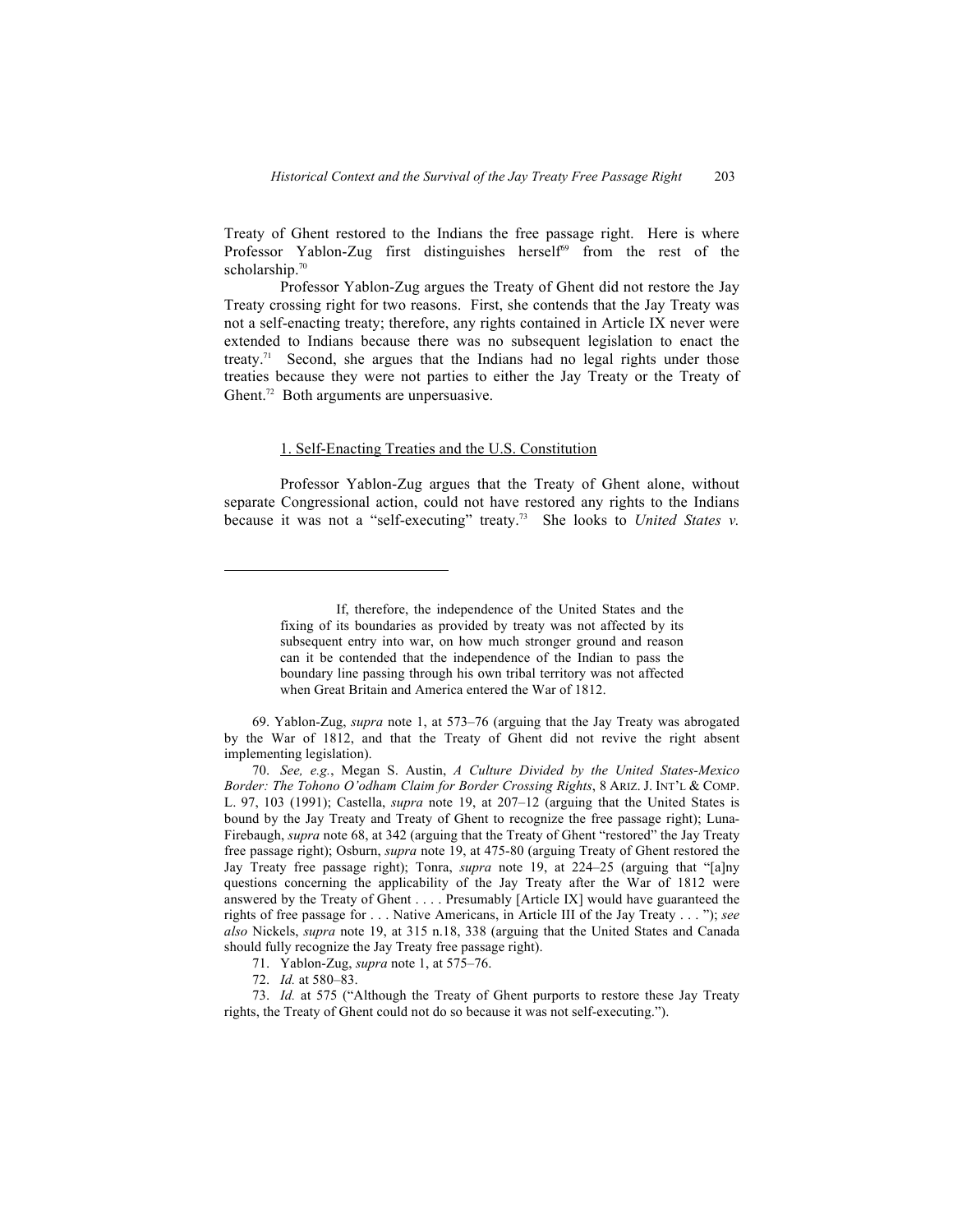Treaty of Ghent restored to the Indians the free passage right. Here is where Professor Yablon-Zug first distinguishes herself[69] from the rest of the scholarship.[70]

Professor Yablon-Zug argues the Treaty of Ghent did not restore the Jay Treaty crossing right for two reasons. First, she contends that the Jay Treaty was not a self-enacting treaty; therefore, any rights contained in Article IX never were extended to Indians because there was no subsequent legislation to enact the treaty.[71] Second, she argues that the Indians had no legal rights under those treaties because they were not parties to either the Jay Treaty or the Treaty of Ghent.[72] Both arguments are unpersuasive.

### 1. Self-Enacting Treaties and the U.S. Constitution

Professor Yablon-Zug argues that the Treaty of Ghent alone, without separate Congressional action, could not have restored any rights to the Indians because it was not a "self-executing" treaty.[73] She looks to *United States v.*

---

> If, therefore, the independence of the United States and the fixing of its boundaries as provided by treaty was not affected by its subsequent entry into war, on how much stronger ground and reason can it be contended that the independence of the Indian to pass the boundary line passing through his own tribal territory was not affected when Great Britain and America entered the War of 1812.

69. Yablon-Zug, *supra* note 1, at 573–76 (arguing that the Jay Treaty was abrogated by the War of 1812, and that the Treaty of Ghent did not revive the right absent implementing legislation).

70. *See, e.g.*, Megan S. Austin, *A Culture Divided by the United States-Mexico Border: The Tohono O'odham Claim for Border Crossing Rights*, 8 ARIZ. J. INT'L & COMP. L. 97, 103 (1991); Castella, *supra* note 19, at 207–12 (arguing that the United States is bound by the Jay Treaty and Treaty of Ghent to recognize the free passage right); Luna-Firebaugh, *supra* note 68, at 342 (arguing that the Treaty of Ghent "restored" the Jay Treaty free passage right); Osburn, *supra* note 19, at 475-80 (arguing Treaty of Ghent restored the Jay Treaty free passage right); Tonra, *supra* note 19, at 224–25 (arguing that "[a]ny questions concerning the applicability of the Jay Treaty after the War of 1812 were answered by the Treaty of Ghent . . . . Presumably [Article IX] would have guaranteed the rights of free passage for . . . Native Americans, in Article III of the Jay Treaty . . . "); *see also* Nickels, *supra* note 19, at 315 n.18, 338 (arguing that the United States and Canada should fully recognize the Jay Treaty free passage right).

71. Yablon-Zug, *supra* note 1, at 575–76.

72. *Id.* at 580–83.

73. *Id.* at 575 ("Although the Treaty of Ghent purports to restore these Jay Treaty rights, the Treaty of Ghent could not do so because it was not self-executing.").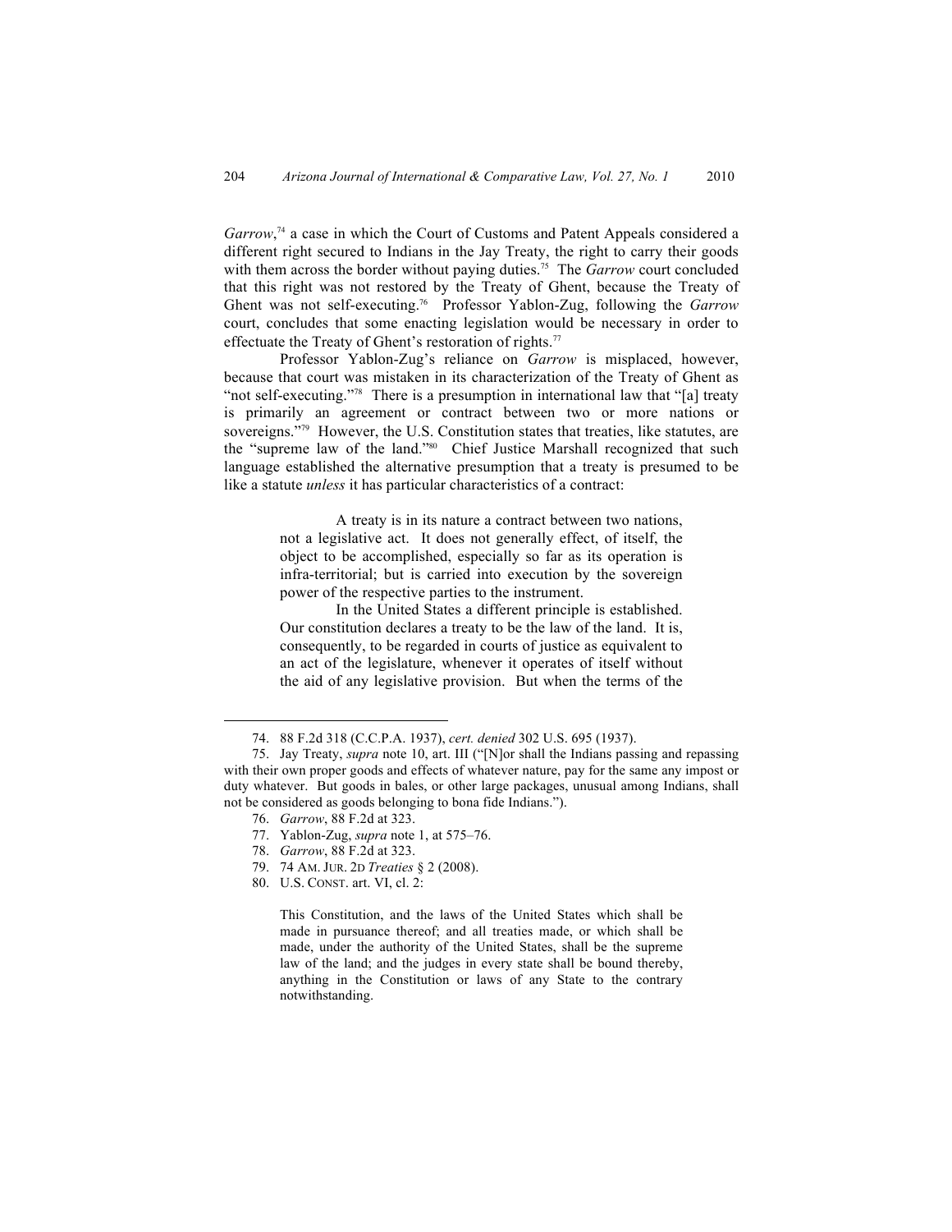*Garrow*,[74] a case in which the Court of Customs and Patent Appeals considered a different right secured to Indians in the Jay Treaty, the right to carry their goods with them across the border without paying duties.[75] The *Garrow* court concluded that this right was not restored by the Treaty of Ghent, because the Treaty of Ghent was not self-executing.[76] Professor Yablon-Zug, following the *Garrow* court, concludes that some enacting legislation would be necessary in order to effectuate the Treaty of Ghent's restoration of rights.[77]

Professor Yablon-Zug's reliance on *Garrow* is misplaced, however, because that court was mistaken in its characterization of the Treaty of Ghent as "not self-executing."[78] There is a presumption in international law that "[a] treaty is primarily an agreement or contract between two or more nations or sovereigns."[79] However, the U.S. Constitution states that treaties, like statutes, are the "supreme law of the land."[80] Chief Justice Marshall recognized that such language established the alternative presumption that a treaty is presumed to be like a statute *unless* it has particular characteristics of a contract:

> A treaty is in its nature a contract between two nations, not a legislative act. It does not generally effect, of itself, the object to be accomplished, especially so far as its operation is infra-territorial; but is carried into execution by the sovereign power of the respective parties to the instrument.
>
> In the United States a different principle is established. Our constitution declares a treaty to be the law of the land. It is, consequently, to be regarded in courts of justice as equivalent to an act of the legislature, whenever it operates of itself without the aid of any legislative provision. But when the terms of the

---

74. 88 F.2d 318 (C.C.P.A. 1937), *cert. denied* 302 U.S. 695 (1937).

75. Jay Treaty, *supra* note 10, art. III ("[N]or shall the Indians passing and repassing with their own proper goods and effects of whatever nature, pay for the same any impost or duty whatever. But goods in bales, or other large packages, unusual among Indians, shall not be considered as goods belonging to bona fide Indians.").

76. *Garrow*, 88 F.2d at 323.

77. Yablon-Zug, *supra* note 1, at 575–76.

78. *Garrow*, 88 F.2d at 323.

79. 74 AM. JUR. 2D *Treaties* § 2 (2008).

80. U.S. CONST. art. VI, cl. 2:

> This Constitution, and the laws of the United States which shall be made in pursuance thereof; and all treaties made, or which shall be made, under the authority of the United States, shall be the supreme law of the land; and the judges in every state shall be bound thereby, anything in the Constitution or laws of any State to the contrary notwithstanding.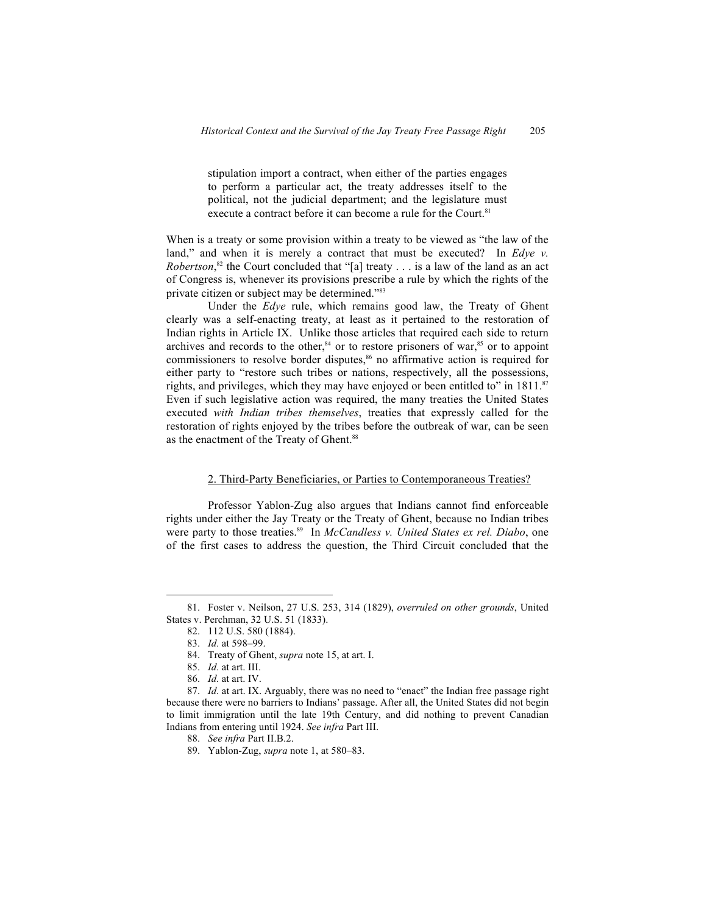> stipulation import a contract, when either of the parties engages to perform a particular act, the treaty addresses itself to the political, not the judicial department; and the legislature must execute a contract before it can become a rule for the Court.[81]

When is a treaty or some provision within a treaty to be viewed as "the law of the land," and when is it merely a contract that must be executed? In *Edye v. Robertson*,[82] the Court concluded that "[a] treaty . . . is a law of the land as an act of Congress is, whenever its provisions prescribe a rule by which the rights of the private citizen or subject may be determined."[83]

Under the *Edye* rule, which remains good law, the Treaty of Ghent clearly was a self-enacting treaty, at least as it pertained to the restoration of Indian rights in Article IX. Unlike those articles that required each side to return archives and records to the other,[84] or to restore prisoners of war,[85] or to appoint commissioners to resolve border disputes,[86] no affirmative action is required for either party to "restore such tribes or nations, respectively, all the possessions, rights, and privileges, which they may have enjoyed or been entitled to" in 1811.[87] Even if such legislative action was required, the many treaties the United States executed *with Indian tribes themselves*, treaties that expressly called for the restoration of rights enjoyed by the tribes before the outbreak of war, can be seen as the enactment of the Treaty of Ghent.[88]

### 2. Third-Party Beneficiaries, or Parties to Contemporaneous Treaties?

Professor Yablon-Zug also argues that Indians cannot find enforceable rights under either the Jay Treaty or the Treaty of Ghent, because no Indian tribes were party to those treaties.[89] In *McCandless v. United States ex rel. Diabo*, one of the first cases to address the question, the Third Circuit concluded that the

---

81. Foster v. Neilson, 27 U.S. 253, 314 (1829), *overruled on other grounds*, United States v. Perchman, 32 U.S. 51 (1833).

82. 112 U.S. 580 (1884).

83. *Id.* at 598–99.

84. Treaty of Ghent, *supra* note 15, at art. I.

85. *Id.* at art. III.

86. *Id.* at art. IV.

87. *Id.* at art. IX. Arguably, there was no need to "enact" the Indian free passage right because there were no barriers to Indians' passage. After all, the United States did not begin to limit immigration until the late 19th Century, and did nothing to prevent Canadian Indians from entering until 1924. *See infra* Part III.

88. *See infra* Part II.B.2.

89. Yablon-Zug, *supra* note 1, at 580–83.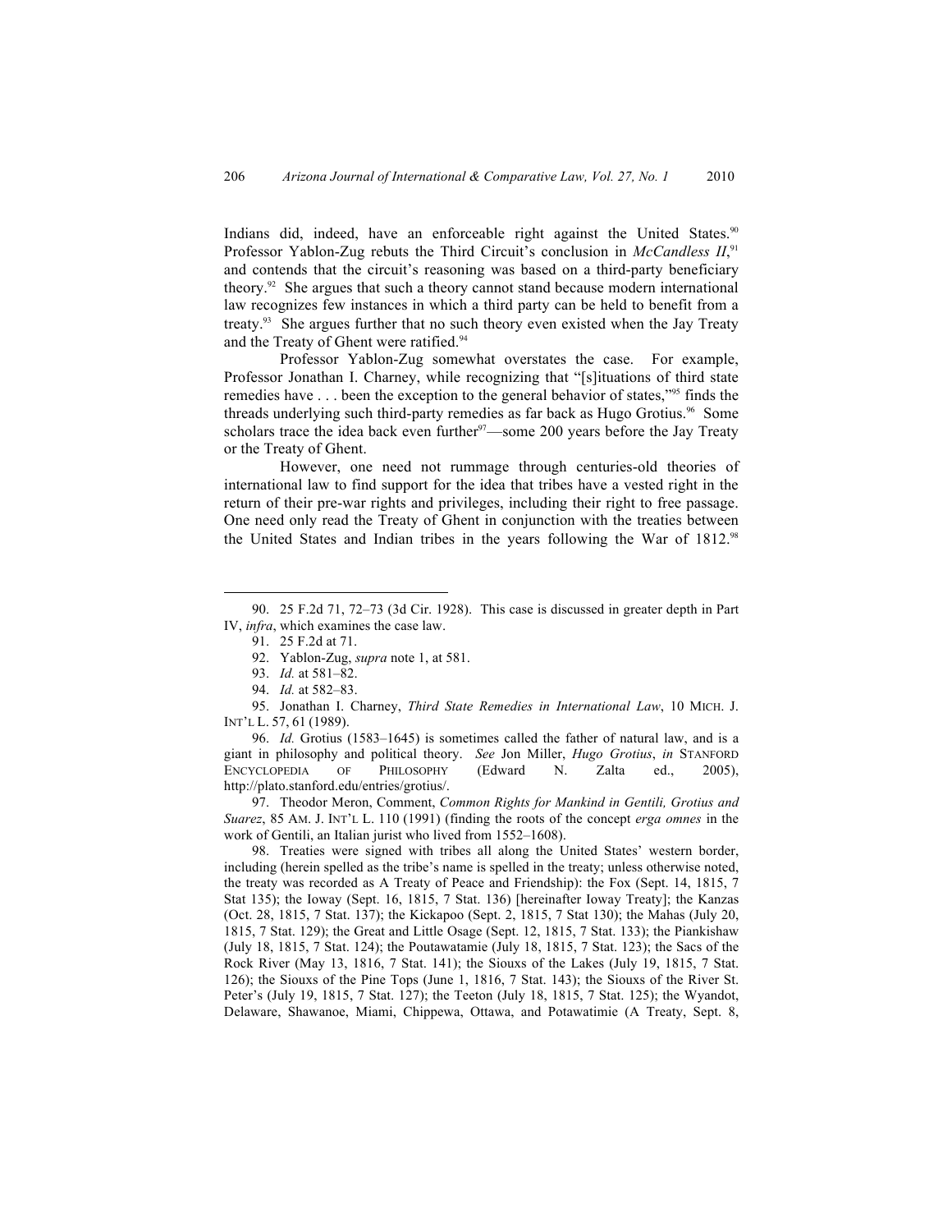Indians did, indeed, have an enforceable right against the United States.[90] Professor Yablon-Zug rebuts the Third Circuit's conclusion in *McCandless II*,[91] and contends that the circuit's reasoning was based on a third-party beneficiary theory.[92] She argues that such a theory cannot stand because modern international law recognizes few instances in which a third party can be held to benefit from a treaty.[93] She argues further that no such theory even existed when the Jay Treaty and the Treaty of Ghent were ratified.[94]

Professor Yablon-Zug somewhat overstates the case. For example, Professor Jonathan I. Charney, while recognizing that "[s]ituations of third state remedies have . . . been the exception to the general behavior of states,"[95] finds the threads underlying such third-party remedies as far back as Hugo Grotius.[96] Some scholars trace the idea back even further[97]—some 200 years before the Jay Treaty or the Treaty of Ghent.

However, one need not rummage through centuries-old theories of international law to find support for the idea that tribes have a vested right in the return of their pre-war rights and privileges, including their right to free passage. One need only read the Treaty of Ghent in conjunction with the treaties between the United States and Indian tribes in the years following the War of 1812.[98]

---

90. 25 F.2d 71, 72–73 (3d Cir. 1928). This case is discussed in greater depth in Part IV, *infra*, which examines the case law.

91. 25 F.2d at 71.

92. Yablon-Zug, *supra* note 1, at 581.

93. *Id.* at 581–82.

94. *Id.* at 582–83.

95. Jonathan I. Charney, *Third State Remedies in International Law*, 10 MICH. J. INT'L L. 57, 61 (1989).

96. *Id.* Grotius (1583–1645) is sometimes called the father of natural law, and is a giant in philosophy and political theory. *See* Jon Miller, *Hugo Grotius*, *in* STANFORD ENCYCLOPEDIA OF PHILOSOPHY (Edward N. Zalta ed., 2005), http://plato.stanford.edu/entries/grotius/.

97. Theodor Meron, Comment, *Common Rights for Mankind in Gentili, Grotius and Suarez*, 85 AM. J. INT'L L. 110 (1991) (finding the roots of the concept *erga omnes* in the work of Gentili, an Italian jurist who lived from 1552–1608).

98. Treaties were signed with tribes all along the United States' western border, including (herein spelled as the tribe's name is spelled in the treaty; unless otherwise noted, the treaty was recorded as A Treaty of Peace and Friendship): the Fox (Sept. 14, 1815, 7 Stat 135); the Ioway (Sept. 16, 1815, 7 Stat. 136) [hereinafter Ioway Treaty]; the Kanzas (Oct. 28, 1815, 7 Stat. 137); the Kickapoo (Sept. 2, 1815, 7 Stat 130); the Mahas (July 20, 1815, 7 Stat. 129); the Great and Little Osage (Sept. 12, 1815, 7 Stat. 133); the Piankishaw (July 18, 1815, 7 Stat. 124); the Poutawatamie (July 18, 1815, 7 Stat. 123); the Sacs of the Rock River (May 13, 1816, 7 Stat. 141); the Siouxs of the Lakes (July 19, 1815, 7 Stat. 126); the Siouxs of the Pine Tops (June 1, 1816, 7 Stat. 143); the Siouxs of the River St. Peter's (July 19, 1815, 7 Stat. 127); the Teeton (July 18, 1815, 7 Stat. 125); the Wyandot, Delaware, Shawanoe, Miami, Chippewa, Ottawa, and Potawatimie (A Treaty, Sept. 8,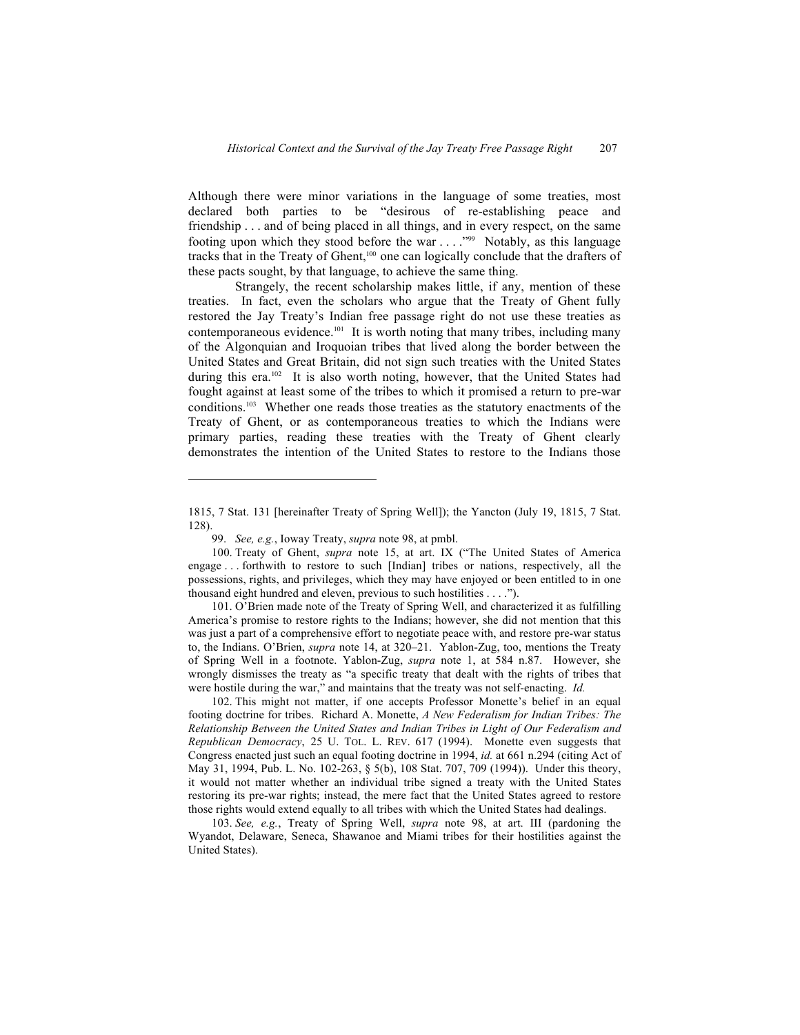Although there were minor variations in the language of some treaties, most declared both parties to be "desirous of re-establishing peace and friendship . . . and of being placed in all things, and in every respect, on the same footing upon which they stood before the war . . . ."[99] Notably, as this language tracks that in the Treaty of Ghent,[100] one can logically conclude that the drafters of these pacts sought, by that language, to achieve the same thing.

Strangely, the recent scholarship makes little, if any, mention of these treaties. In fact, even the scholars who argue that the Treaty of Ghent fully restored the Jay Treaty's Indian free passage right do not use these treaties as contemporaneous evidence.[101] It is worth noting that many tribes, including many of the Algonquian and Iroquoian tribes that lived along the border between the United States and Great Britain, did not sign such treaties with the United States during this era.[102] It is also worth noting, however, that the United States had fought against at least some of the tribes to which it promised a return to pre-war conditions.[103] Whether one reads those treaties as the statutory enactments of the Treaty of Ghent, or as contemporaneous treaties to which the Indians were primary parties, reading these treaties with the Treaty of Ghent clearly demonstrates the intention of the United States to restore to the Indians those

---

1815, 7 Stat. 131 [hereinafter Treaty of Spring Well]); the Yancton (July 19, 1815, 7 Stat. 128).

99. *See, e.g.*, Ioway Treaty, *supra* note 98, at pmbl.

100. Treaty of Ghent, *supra* note 15, at art. IX ("The United States of America engage . . . forthwith to restore to such [Indian] tribes or nations, respectively, all the possessions, rights, and privileges, which they may have enjoyed or been entitled to in one thousand eight hundred and eleven, previous to such hostilities . . . .").

101. O'Brien made note of the Treaty of Spring Well, and characterized it as fulfilling America's promise to restore rights to the Indians; however, she did not mention that this was just a part of a comprehensive effort to negotiate peace with, and restore pre-war status to, the Indians. O'Brien, *supra* note 14, at 320–21. Yablon-Zug, too, mentions the Treaty of Spring Well in a footnote. Yablon-Zug, *supra* note 1, at 584 n.87. However, she wrongly dismisses the treaty as "a specific treaty that dealt with the rights of tribes that were hostile during the war," and maintains that the treaty was not self-enacting. *Id.*

102. This might not matter, if one accepts Professor Monette's belief in an equal footing doctrine for tribes. Richard A. Monette, *A New Federalism for Indian Tribes: The Relationship Between the United States and Indian Tribes in Light of Our Federalism and Republican Democracy*, 25 U. TOL. L. REV. 617 (1994). Monette even suggests that Congress enacted just such an equal footing doctrine in 1994, *id.* at 661 n.294 (citing Act of May 31, 1994, Pub. L. No. 102-263, § 5(b), 108 Stat. 707, 709 (1994)). Under this theory, it would not matter whether an individual tribe signed a treaty with the United States restoring its pre-war rights; instead, the mere fact that the United States agreed to restore those rights would extend equally to all tribes with which the United States had dealings.

103. *See, e.g.*, Treaty of Spring Well, *supra* note 98, at art. III (pardoning the Wyandot, Delaware, Seneca, Shawanoe and Miami tribes for their hostilities against the United States).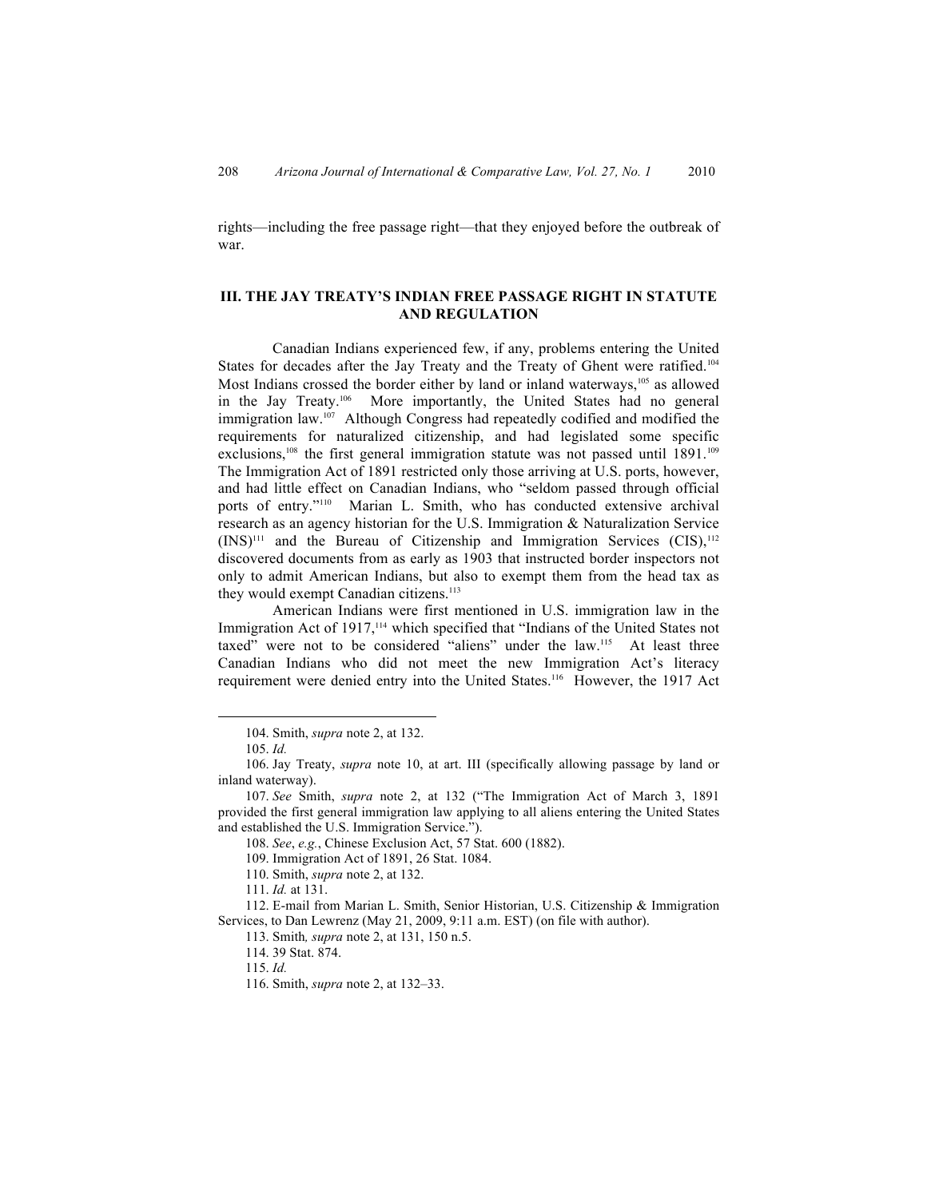rights—including the free passage right—that they enjoyed before the outbreak of war.

## III. THE JAY TREATY'S INDIAN FREE PASSAGE RIGHT IN STATUTE AND REGULATION

Canadian Indians experienced few, if any, problems entering the United States for decades after the Jay Treaty and the Treaty of Ghent were ratified.[104] Most Indians crossed the border either by land or inland waterways,[105] as allowed in the Jay Treaty.[106] More importantly, the United States had no general immigration law.[107] Although Congress had repeatedly codified and modified the requirements for naturalized citizenship, and had legislated some specific exclusions,[108] the first general immigration statute was not passed until 1891.[109] The Immigration Act of 1891 restricted only those arriving at U.S. ports, however, and had little effect on Canadian Indians, who "seldom passed through official ports of entry."[110] Marian L. Smith, who has conducted extensive archival research as an agency historian for the U.S. Immigration & Naturalization Service (INS)[111] and the Bureau of Citizenship and Immigration Services (CIS),[112] discovered documents from as early as 1903 that instructed border inspectors not only to admit American Indians, but also to exempt them from the head tax as they would exempt Canadian citizens.[113]

American Indians were first mentioned in U.S. immigration law in the Immigration Act of 1917,[114] which specified that "Indians of the United States not taxed" were not to be considered "aliens" under the law.[115] At least three Canadian Indians who did not meet the new Immigration Act's literacy requirement were denied entry into the United States.[116] However, the 1917 Act

---

104. Smith, *supra* note 2, at 132.

105. *Id.*

106. Jay Treaty, *supra* note 10, at art. III (specifically allowing passage by land or inland waterway).

107. *See* Smith, *supra* note 2, at 132 ("The Immigration Act of March 3, 1891 provided the first general immigration law applying to all aliens entering the United States and established the U.S. Immigration Service.").

108. *See*, *e.g.*, Chinese Exclusion Act, 57 Stat. 600 (1882).

109. Immigration Act of 1891, 26 Stat. 1084.

110. Smith, *supra* note 2, at 132.

111. *Id.* at 131.

112. E-mail from Marian L. Smith, Senior Historian, U.S. Citizenship & Immigration Services, to Dan Lewrenz (May 21, 2009, 9:11 a.m. EST) (on file with author).

113. Smith*, supra* note 2, at 131, 150 n.5.

114. 39 Stat. 874.

115. *Id.*

116. Smith, *supra* note 2, at 132–33.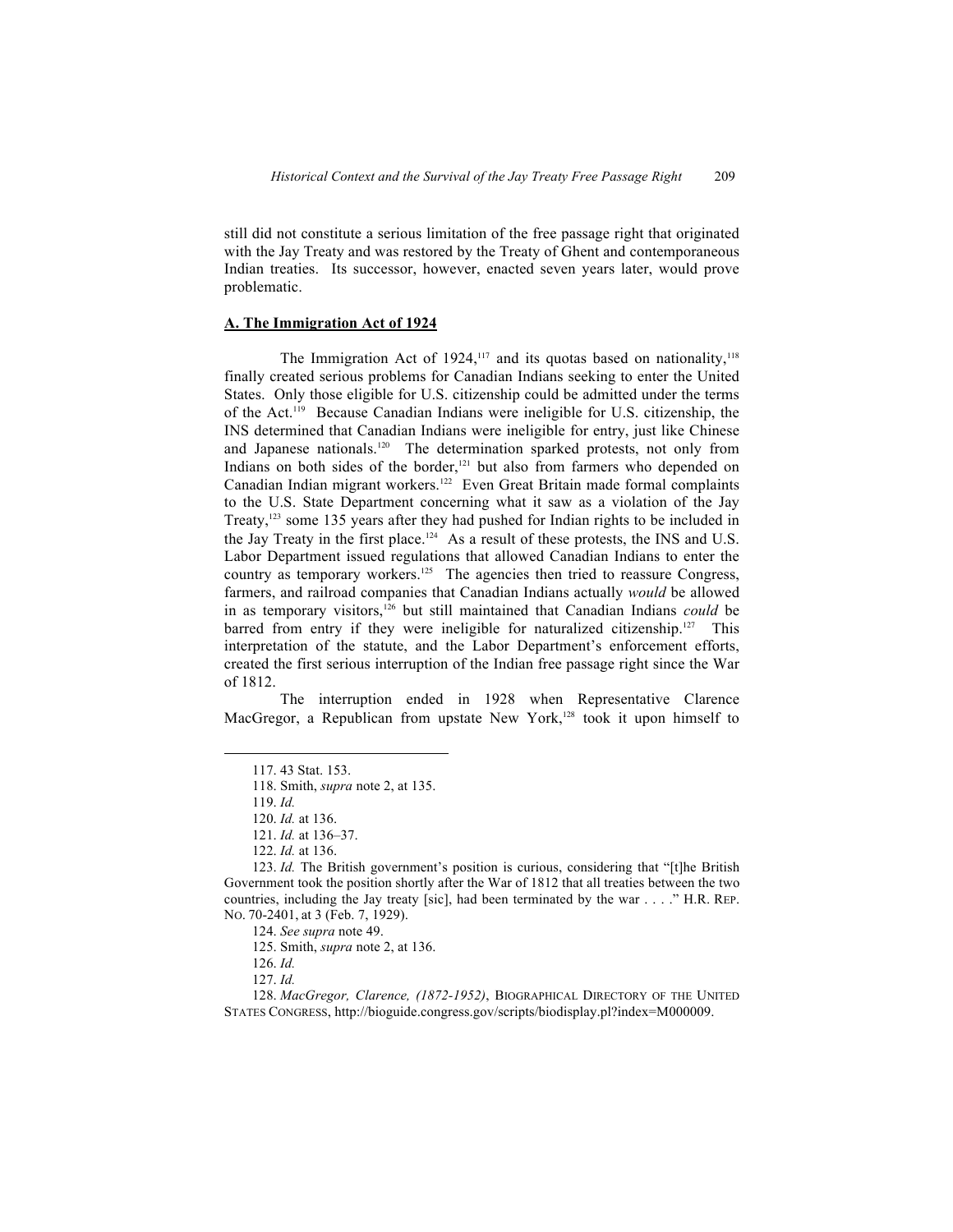still did not constitute a serious limitation of the free passage right that originated with the Jay Treaty and was restored by the Treaty of Ghent and contemporaneous Indian treaties. Its successor, however, enacted seven years later, would prove problematic.

## A. The Immigration Act of 1924

The Immigration Act of 1924,[117] and its quotas based on nationality,[118] finally created serious problems for Canadian Indians seeking to enter the United States. Only those eligible for U.S. citizenship could be admitted under the terms of the Act.[119] Because Canadian Indians were ineligible for U.S. citizenship, the INS determined that Canadian Indians were ineligible for entry, just like Chinese and Japanese nationals.[120] The determination sparked protests, not only from Indians on both sides of the border,[121] but also from farmers who depended on Canadian Indian migrant workers.[122] Even Great Britain made formal complaints to the U.S. State Department concerning what it saw as a violation of the Jay Treaty,[123] some 135 years after they had pushed for Indian rights to be included in the Jay Treaty in the first place.[124] As a result of these protests, the INS and U.S. Labor Department issued regulations that allowed Canadian Indians to enter the country as temporary workers.[125] The agencies then tried to reassure Congress, farmers, and railroad companies that Canadian Indians actually *would* be allowed in as temporary visitors,[126] but still maintained that Canadian Indians *could* be barred from entry if they were ineligible for naturalized citizenship.[127] This interpretation of the statute, and the Labor Department's enforcement efforts, created the first serious interruption of the Indian free passage right since the War of 1812.

The interruption ended in 1928 when Representative Clarence MacGregor, a Republican from upstate New York,[128] took it upon himself to

---

117. 43 Stat. 153.

118. Smith, *supra* note 2, at 135.

119. *Id.*

120. *Id.* at 136.

121. *Id.* at 136–37.

122. *Id.* at 136.

123. *Id.* The British government's position is curious, considering that "[t]he British Government took the position shortly after the War of 1812 that all treaties between the two countries, including the Jay treaty [sic], had been terminated by the war . . . ." H.R. REP. NO. 70-2401, at 3 (Feb. 7, 1929).

124. *See supra* note 49.

125. Smith, *supra* note 2, at 136.

126. *Id.*

127. *Id.*

128. *MacGregor, Clarence, (1872-1952)*, BIOGRAPHICAL DIRECTORY OF THE UNITED STATES CONGRESS, http://bioguide.congress.gov/scripts/biodisplay.pl?index=M000009.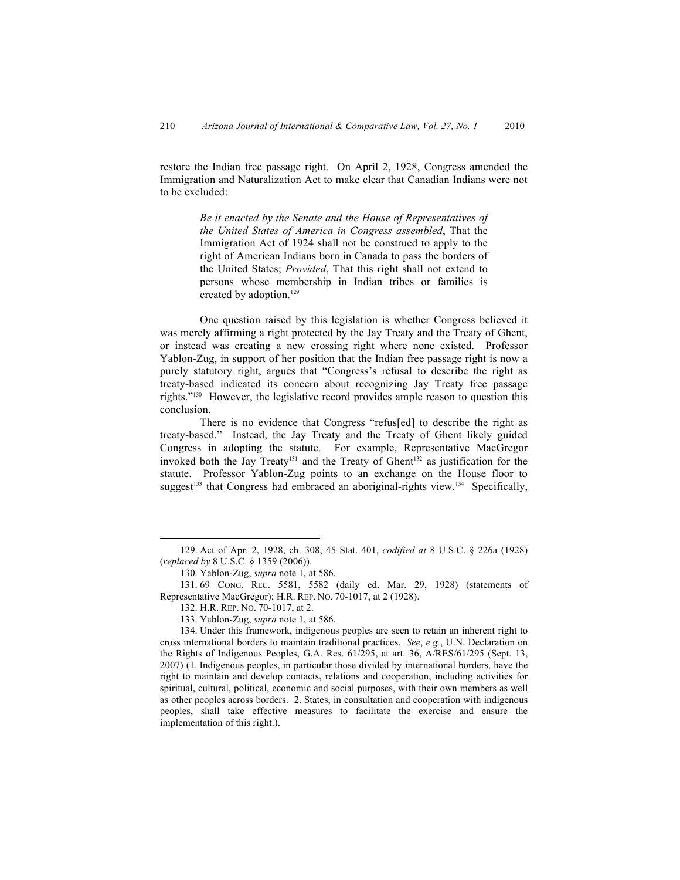restore the Indian free passage right. On April 2, 1928, Congress amended the Immigration and Naturalization Act to make clear that Canadian Indians were not to be excluded:

> *Be it enacted by the Senate and the House of Representatives of the United States of America in Congress assembled*, That the Immigration Act of 1924 shall not be construed to apply to the right of American Indians born in Canada to pass the borders of the United States; *Provided*, That this right shall not extend to persons whose membership in Indian tribes or families is created by adoption.[129]

One question raised by this legislation is whether Congress believed it was merely affirming a right protected by the Jay Treaty and the Treaty of Ghent, or instead was creating a new crossing right where none existed. Professor Yablon-Zug, in support of her position that the Indian free passage right is now a purely statutory right, argues that "Congress's refusal to describe the right as treaty-based indicated its concern about recognizing Jay Treaty free passage rights."[130] However, the legislative record provides ample reason to question this conclusion.

There is no evidence that Congress "refus[ed] to describe the right as treaty-based." Instead, the Jay Treaty and the Treaty of Ghent likely guided Congress in adopting the statute. For example, Representative MacGregor invoked both the Jay Treaty[131] and the Treaty of Ghent[132] as justification for the statute. Professor Yablon-Zug points to an exchange on the House floor to suggest[133] that Congress had embraced an aboriginal-rights view.[134] Specifically,

---

129. Act of Apr. 2, 1928, ch. 308, 45 Stat. 401, *codified at* 8 U.S.C. § 226a (1928) (*replaced by* 8 U.S.C. § 1359 (2006)).

130. Yablon-Zug, *supra* note 1, at 586.

131. 69 CONG. REC. 5581, 5582 (daily ed. Mar. 29, 1928) (statements of Representative MacGregor); H.R. REP. NO. 70-1017, at 2 (1928).

132. H.R. REP. NO. 70-1017, at 2.

133. Yablon-Zug, *supra* note 1, at 586.

134. Under this framework, indigenous peoples are seen to retain an inherent right to cross international borders to maintain traditional practices. *See*, *e.g.*, U.N. Declaration on the Rights of Indigenous Peoples, G.A. Res. 61/295, at art. 36, A/RES/61/295 (Sept. 13, 2007) (1. Indigenous peoples, in particular those divided by international borders, have the right to maintain and develop contacts, relations and cooperation, including activities for spiritual, cultural, political, economic and social purposes, with their own members as well as other peoples across borders. 2. States, in consultation and cooperation with indigenous peoples, shall take effective measures to facilitate the exercise and ensure the implementation of this right.).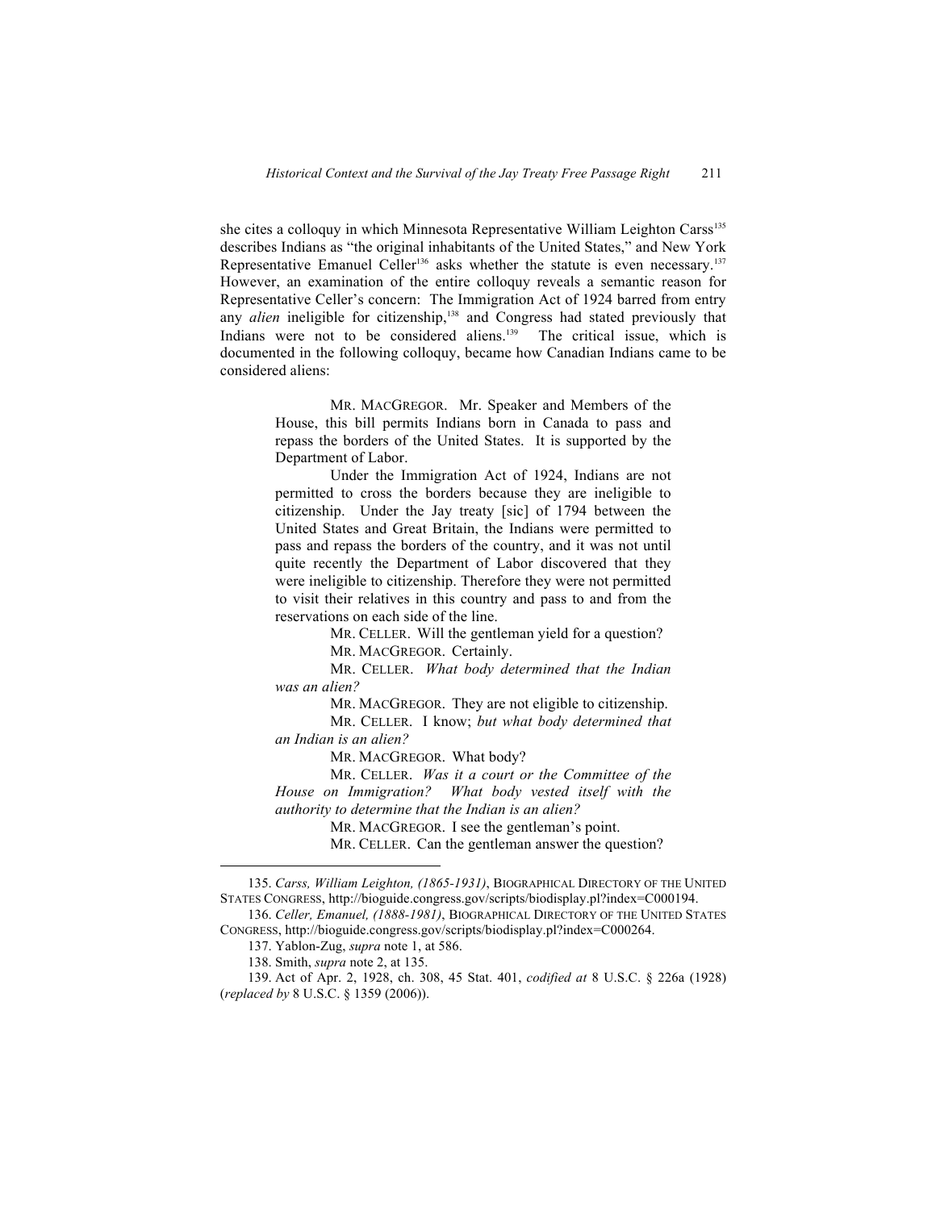she cites a colloquy in which Minnesota Representative William Leighton Carss[135] describes Indians as "the original inhabitants of the United States," and New York Representative Emanuel Celler[136] asks whether the statute is even necessary.[137] However, an examination of the entire colloquy reveals a semantic reason for Representative Celler's concern: The Immigration Act of 1924 barred from entry any *alien* ineligible for citizenship,[138] and Congress had stated previously that Indians were not to be considered aliens.[139] The critical issue, which is documented in the following colloquy, became how Canadian Indians came to be considered aliens:

> MR. MACGREGOR. Mr. Speaker and Members of the House, this bill permits Indians born in Canada to pass and repass the borders of the United States. It is supported by the Department of Labor.
>
> Under the Immigration Act of 1924, Indians are not permitted to cross the borders because they are ineligible to citizenship. Under the Jay treaty [sic] of 1794 between the United States and Great Britain, the Indians were permitted to pass and repass the borders of the country, and it was not until quite recently the Department of Labor discovered that they were ineligible to citizenship. Therefore they were not permitted to visit their relatives in this country and pass to and from the reservations on each side of the line.
>
> MR. CELLER. Will the gentleman yield for a question?
>
> MR. MACGREGOR. Certainly.
>
> MR. CELLER. *What body determined that the Indian was an alien?*
>
> MR. MACGREGOR. They are not eligible to citizenship.
>
> MR. CELLER. I know; *but what body determined that an Indian is an alien?*
>
> MR. MACGREGOR. What body?
>
> MR. CELLER. *Was it a court or the Committee of the House on Immigration? What body vested itself with the authority to determine that the Indian is an alien?*
>
> MR. MACGREGOR. I see the gentleman's point.
>
> MR. CELLER. Can the gentleman answer the question?

---

135. *Carss, William Leighton, (1865-1931)*, BIOGRAPHICAL DIRECTORY OF THE UNITED STATES CONGRESS, http://bioguide.congress.gov/scripts/biodisplay.pl?index=C000194.

136. *Celler, Emanuel, (1888-1981)*, BIOGRAPHICAL DIRECTORY OF THE UNITED STATES CONGRESS, http://bioguide.congress.gov/scripts/biodisplay.pl?index=C000264.

137. Yablon-Zug, *supra* note 1, at 586.

138. Smith, *supra* note 2, at 135.

139. Act of Apr. 2, 1928, ch. 308, 45 Stat. 401, *codified at* 8 U.S.C. § 226a (1928) (*replaced by* 8 U.S.C. § 1359 (2006)).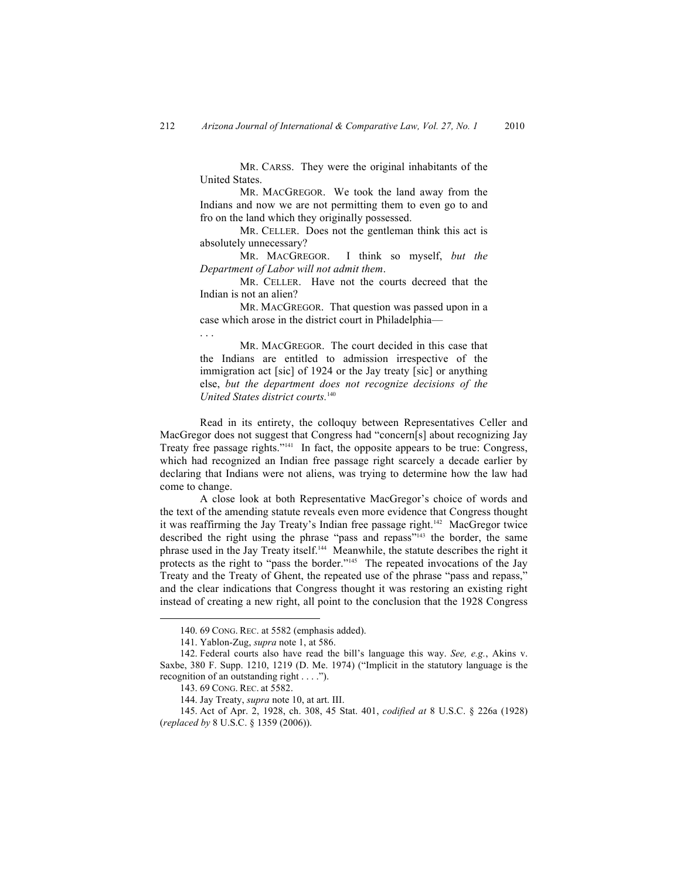> MR. CARSS. They were the original inhabitants of the United States.
>
> MR. MACGREGOR. We took the land away from the Indians and now we are not permitting them to even go to and fro on the land which they originally possessed.
>
> MR. CELLER. Does not the gentleman think this act is absolutely unnecessary?
>
> MR. MACGREGOR. I think so myself, *but the Department of Labor will not admit them*.
>
> MR. CELLER. Have not the courts decreed that the Indian is not an alien?
>
> MR. MACGREGOR. That question was passed upon in a case which arose in the district court in Philadelphia—
>
> . . .
>
> MR. MACGREGOR. The court decided in this case that the Indians are entitled to admission irrespective of the immigration act [sic] of 1924 or the Jay treaty [sic] or anything else, *but the department does not recognize decisions of the United States district courts.*[140]

Read in its entirety, the colloquy between Representatives Celler and MacGregor does not suggest that Congress had "concern[s] about recognizing Jay Treaty free passage rights."[141] In fact, the opposite appears to be true: Congress, which had recognized an Indian free passage right scarcely a decade earlier by declaring that Indians were not aliens, was trying to determine how the law had come to change.

A close look at both Representative MacGregor's choice of words and the text of the amending statute reveals even more evidence that Congress thought it was reaffirming the Jay Treaty's Indian free passage right.[142] MacGregor twice described the right using the phrase "pass and repass"[143] the border, the same phrase used in the Jay Treaty itself.[144] Meanwhile, the statute describes the right it protects as the right to "pass the border."[145] The repeated invocations of the Jay Treaty and the Treaty of Ghent, the repeated use of the phrase "pass and repass," and the clear indications that Congress thought it was restoring an existing right instead of creating a new right, all point to the conclusion that the 1928 Congress

---

140. 69 CONG. REC. at 5582 (emphasis added).

141. Yablon-Zug, *supra* note 1, at 586.

142. Federal courts also have read the bill's language this way. *See, e.g.*, Akins v. Saxbe, 380 F. Supp. 1210, 1219 (D. Me. 1974) ("Implicit in the statutory language is the recognition of an outstanding right . . . .").

143. 69 CONG. REC. at 5582.

144. Jay Treaty, *supra* note 10, at art. III.

145. Act of Apr. 2, 1928, ch. 308, 45 Stat. 401, *codified at* 8 U.S.C. § 226a (1928) (*replaced by* 8 U.S.C. § 1359 (2006)).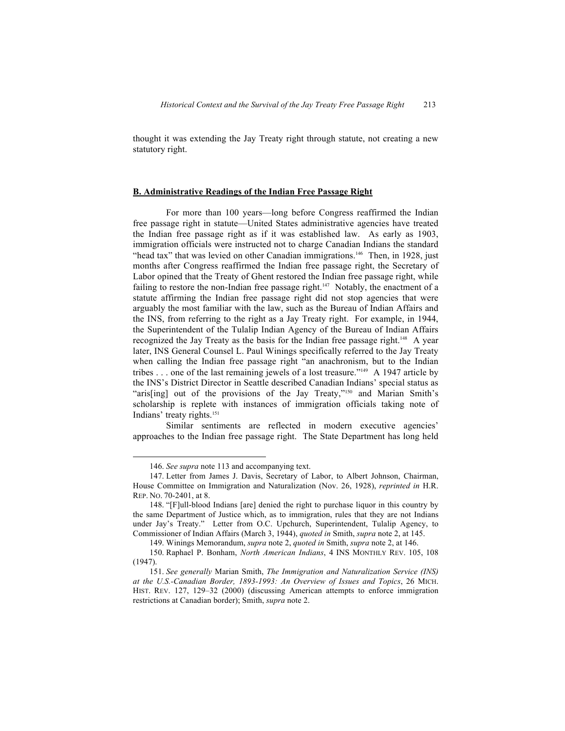thought it was extending the Jay Treaty right through statute, not creating a new statutory right.

## **B. Administrative Readings of the Indian Free Passage Right**

For more than 100 years—long before Congress reaffirmed the Indian free passage right in statute—United States administrative agencies have treated the Indian free passage right as if it was established law. As early as 1903, immigration officials were instructed not to charge Canadian Indians the standard "head tax" that was levied on other Canadian immigrations.[146] Then, in 1928, just months after Congress reaffirmed the Indian free passage right, the Secretary of Labor opined that the Treaty of Ghent restored the Indian free passage right, while failing to restore the non-Indian free passage right.[147] Notably, the enactment of a statute affirming the Indian free passage right did not stop agencies that were arguably the most familiar with the law, such as the Bureau of Indian Affairs and the INS, from referring to the right as a Jay Treaty right. For example, in 1944, the Superintendent of the Tulalip Indian Agency of the Bureau of Indian Affairs recognized the Jay Treaty as the basis for the Indian free passage right.[148] A year later, INS General Counsel L. Paul Winings specifically referred to the Jay Treaty when calling the Indian free passage right "an anachronism, but to the Indian tribes . . . one of the last remaining jewels of a lost treasure."[149] A 1947 article by the INS's District Director in Seattle described Canadian Indians' special status as "aris[ing] out of the provisions of the Jay Treaty,"[150] and Marian Smith's scholarship is replete with instances of immigration officials taking note of Indians' treaty rights.[151]

Similar sentiments are reflected in modern executive agencies' approaches to the Indian free passage right. The State Department has long held

---

146. *See supra* note 113 and accompanying text.

147. Letter from James J. Davis, Secretary of Labor, to Albert Johnson, Chairman, House Committee on Immigration and Naturalization (Nov. 26, 1928), *reprinted in* H.R. REP. NO. 70-2401, at 8.

148. "[F]ull-blood Indians [are] denied the right to purchase liquor in this country by the same Department of Justice which, as to immigration, rules that they are not Indians under Jay's Treaty." Letter from O.C. Upchurch, Superintendent, Tulalip Agency, to Commissioner of Indian Affairs (March 3, 1944), *quoted in* Smith, *supra* note 2, at 145.

149. Winings Memorandum, *supra* note 2, *quoted in* Smith, *supra* note 2, at 146.

150. Raphael P. Bonham, *North American Indians*, 4 INS MONTHLY REV. 105, 108 (1947).

151. *See generally* Marian Smith, *The Immigration and Naturalization Service (INS) at the U.S.-Canadian Border, 1893-1993: An Overview of Issues and Topics*, 26 MICH. HIST. REV. 127, 129–32 (2000) (discussing American attempts to enforce immigration restrictions at Canadian border); Smith, *supra* note 2.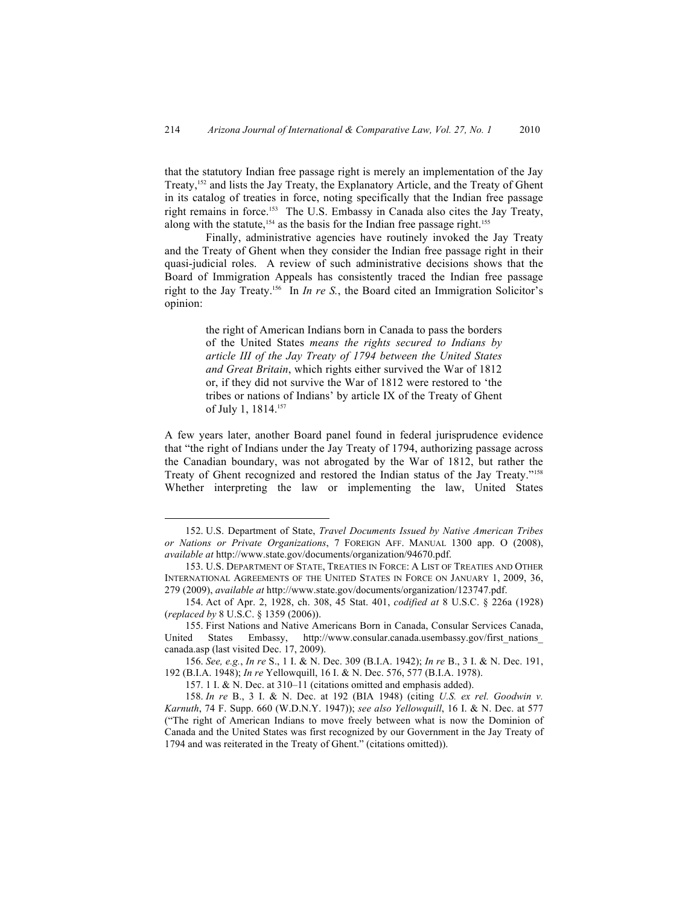that the statutory Indian free passage right is merely an implementation of the Jay Treaty,[152] and lists the Jay Treaty, the Explanatory Article, and the Treaty of Ghent in its catalog of treaties in force, noting specifically that the Indian free passage right remains in force.[153] The U.S. Embassy in Canada also cites the Jay Treaty, along with the statute,[154] as the basis for the Indian free passage right.[155]

Finally, administrative agencies have routinely invoked the Jay Treaty and the Treaty of Ghent when they consider the Indian free passage right in their quasi-judicial roles. A review of such administrative decisions shows that the Board of Immigration Appeals has consistently traced the Indian free passage right to the Jay Treaty.[156] In *In re S.*, the Board cited an Immigration Solicitor's opinion:

> the right of American Indians born in Canada to pass the borders of the United States *means the rights secured to Indians by article III of the Jay Treaty of 1794 between the United States and Great Britain*, which rights either survived the War of 1812 or, if they did not survive the War of 1812 were restored to 'the tribes or nations of Indians' by article IX of the Treaty of Ghent of July 1, 1814.[157]

A few years later, another Board panel found in federal jurisprudence evidence that "the right of Indians under the Jay Treaty of 1794, authorizing passage across the Canadian boundary, was not abrogated by the War of 1812, but rather the Treaty of Ghent recognized and restored the Indian status of the Jay Treaty."[158] Whether interpreting the law or implementing the law, United States

---

152. U.S. Department of State, *Travel Documents Issued by Native American Tribes or Nations or Private Organizations*, 7 FOREIGN AFF. MANUAL 1300 app. O (2008), *available at* http://www.state.gov/documents/organization/94670.pdf.

153. U.S. DEPARTMENT OF STATE, TREATIES IN FORCE: A LIST OF TREATIES AND OTHER INTERNATIONAL AGREEMENTS OF THE UNITED STATES IN FORCE ON JANUARY 1, 2009, 36, 279 (2009), *available at* http://www.state.gov/documents/organization/123747.pdf.

154. Act of Apr. 2, 1928, ch. 308, 45 Stat. 401, *codified at* 8 U.S.C. § 226a (1928) (*replaced by* 8 U.S.C. § 1359 (2006)).

155. First Nations and Native Americans Born in Canada, Consular Services Canada, United States Embassy, http://www.consular.canada.usembassy.gov/first_nations_canada.asp (last visited Dec. 17, 2009).

156. *See, e.g.*, *In re* S., 1 I. & N. Dec. 309 (B.I.A. 1942); *In re* B., 3 I. & N. Dec. 191, 192 (B.I.A. 1948); *In re* Yellowquill, 16 I. & N. Dec. 576, 577 (B.I.A. 1978).

157. 1 I. & N. Dec. at 310–11 (citations omitted and emphasis added).

158. *In re* B., 3 I. & N. Dec. at 192 (BIA 1948) (citing *U.S. ex rel. Goodwin v. Karnuth*, 74 F. Supp. 660 (W.D.N.Y. 1947)); *see also Yellowquill*, 16 I. & N. Dec. at 577 ("The right of American Indians to move freely between what is now the Dominion of Canada and the United States was first recognized by our Government in the Jay Treaty of 1794 and was reiterated in the Treaty of Ghent." (citations omitted)).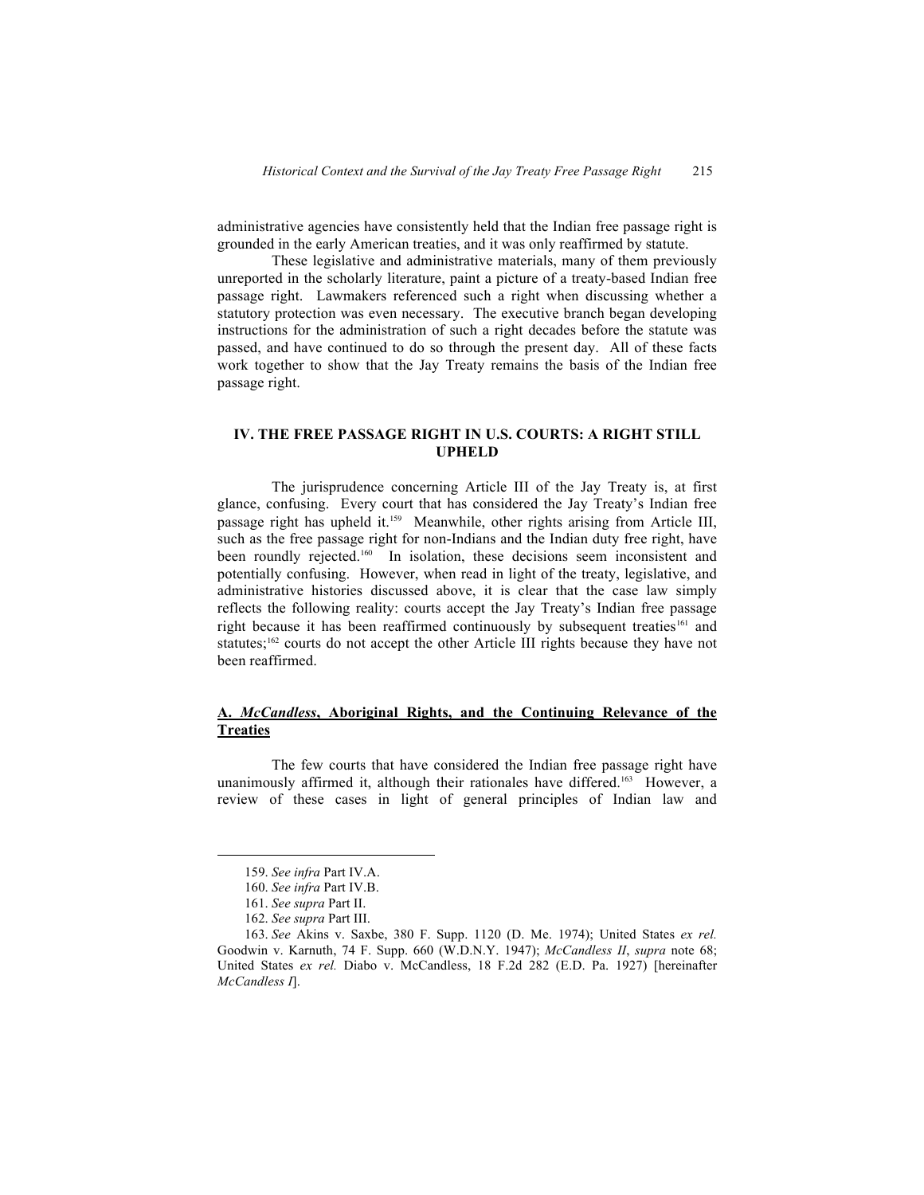administrative agencies have consistently held that the Indian free passage right is grounded in the early American treaties, and it was only reaffirmed by statute.

These legislative and administrative materials, many of them previously unreported in the scholarly literature, paint a picture of a treaty-based Indian free passage right. Lawmakers referenced such a right when discussing whether a statutory protection was even necessary. The executive branch began developing instructions for the administration of such a right decades before the statute was passed, and have continued to do so through the present day. All of these facts work together to show that the Jay Treaty remains the basis of the Indian free passage right.

## IV. THE FREE PASSAGE RIGHT IN U.S. COURTS: A RIGHT STILL UPHELD

The jurisprudence concerning Article III of the Jay Treaty is, at first glance, confusing. Every court that has considered the Jay Treaty's Indian free passage right has upheld it.[159] Meanwhile, other rights arising from Article III, such as the free passage right for non-Indians and the Indian duty free right, have been roundly rejected.[160] In isolation, these decisions seem inconsistent and potentially confusing. However, when read in light of the treaty, legislative, and administrative histories discussed above, it is clear that the case law simply reflects the following reality: courts accept the Jay Treaty's Indian free passage right because it has been reaffirmed continuously by subsequent treaties[161] and statutes;[162] courts do not accept the other Article III rights because they have not been reaffirmed.

### A. *McCandless*, Aboriginal Rights, and the Continuing Relevance of the Treaties

The few courts that have considered the Indian free passage right have unanimously affirmed it, although their rationales have differed.[163] However, a review of these cases in light of general principles of Indian law and

---

159. *See infra* Part IV.A.

160. *See infra* Part IV.B.

161. *See supra* Part II.

162. *See supra* Part III.

163. *See* Akins v. Saxbe, 380 F. Supp. 1120 (D. Me. 1974); United States *ex rel.* Goodwin v. Karnuth, 74 F. Supp. 660 (W.D.N.Y. 1947); *McCandless II*, *supra* note 68; United States *ex rel.* Diabo v. McCandless, 18 F.2d 282 (E.D. Pa. 1927) [hereinafter *McCandless I*].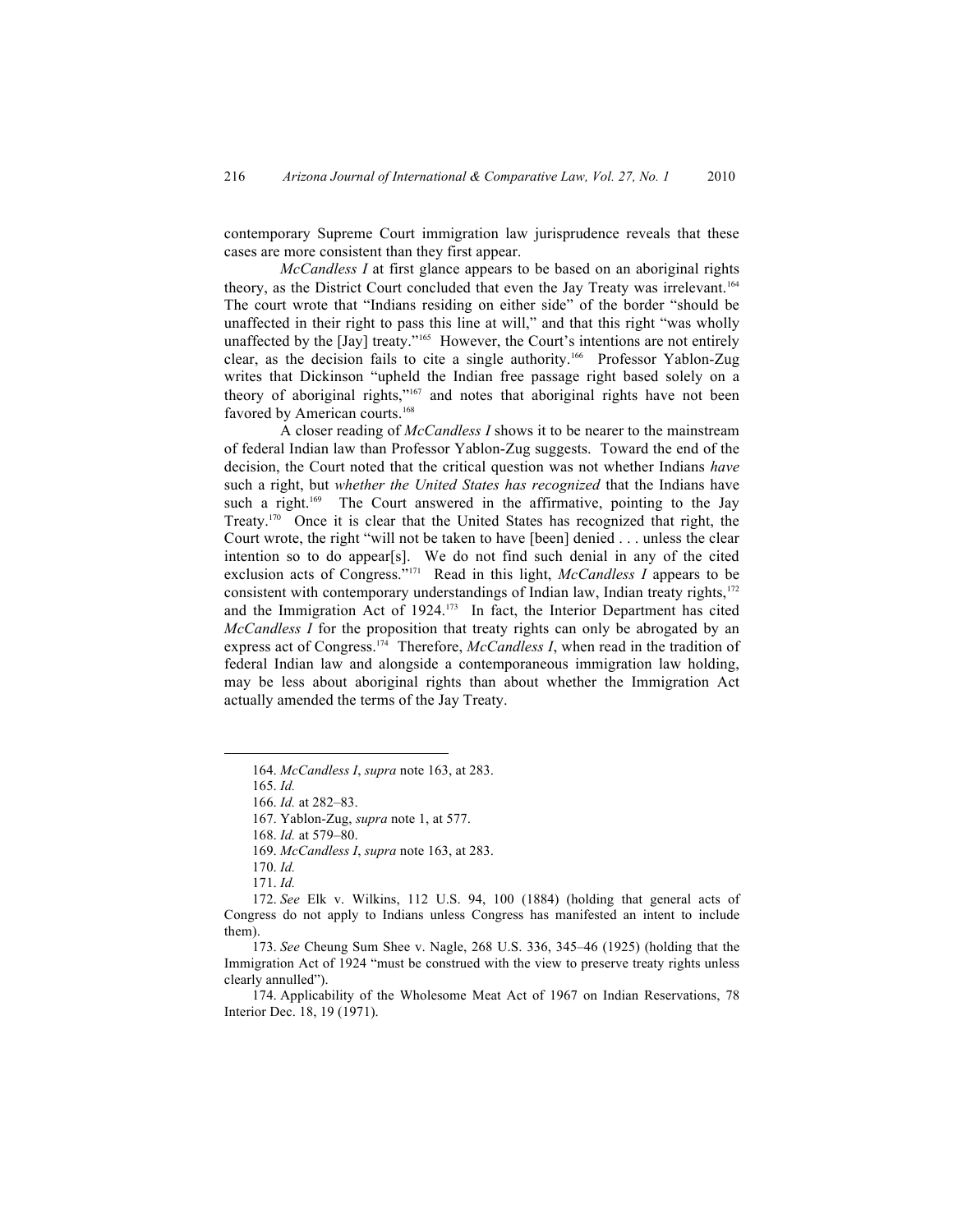contemporary Supreme Court immigration law jurisprudence reveals that these cases are more consistent than they first appear.

*McCandless I* at first glance appears to be based on an aboriginal rights theory, as the District Court concluded that even the Jay Treaty was irrelevant.[164] The court wrote that "Indians residing on either side" of the border "should be unaffected in their right to pass this line at will," and that this right "was wholly unaffected by the [Jay] treaty."[165] However, the Court's intentions are not entirely clear, as the decision fails to cite a single authority.[166] Professor Yablon-Zug writes that Dickinson "upheld the Indian free passage right based solely on a theory of aboriginal rights,"[167] and notes that aboriginal rights have not been favored by American courts.[168]

A closer reading of *McCandless I* shows it to be nearer to the mainstream of federal Indian law than Professor Yablon-Zug suggests. Toward the end of the decision, the Court noted that the critical question was not whether Indians *have* such a right, but *whether the United States has recognized* that the Indians have such a right.[169] The Court answered in the affirmative, pointing to the Jay Treaty.[170] Once it is clear that the United States has recognized that right, the Court wrote, the right "will not be taken to have [been] denied . . . unless the clear intention so to do appear[s]. We do not find such denial in any of the cited exclusion acts of Congress."[171] Read in this light, *McCandless I* appears to be consistent with contemporary understandings of Indian law, Indian treaty rights,[172] and the Immigration Act of 1924.[173] In fact, the Interior Department has cited *McCandless I* for the proposition that treaty rights can only be abrogated by an express act of Congress.[174] Therefore, *McCandless I*, when read in the tradition of federal Indian law and alongside a contemporaneous immigration law holding, may be less about aboriginal rights than about whether the Immigration Act actually amended the terms of the Jay Treaty.

---

164. *McCandless I*, *supra* note 163, at 283.

165. *Id.*

166. *Id.* at 282–83.

167. Yablon-Zug, *supra* note 1, at 577.

168. *Id.* at 579–80.

169. *McCandless I*, *supra* note 163, at 283.

170. *Id.*

171. *Id.*

172. *See* Elk v. Wilkins, 112 U.S. 94, 100 (1884) (holding that general acts of Congress do not apply to Indians unless Congress has manifested an intent to include them).

173. *See* Cheung Sum Shee v. Nagle, 268 U.S. 336, 345–46 (1925) (holding that the Immigration Act of 1924 "must be construed with the view to preserve treaty rights unless clearly annulled").

174. Applicability of the Wholesome Meat Act of 1967 on Indian Reservations, 78 Interior Dec. 18, 19 (1971).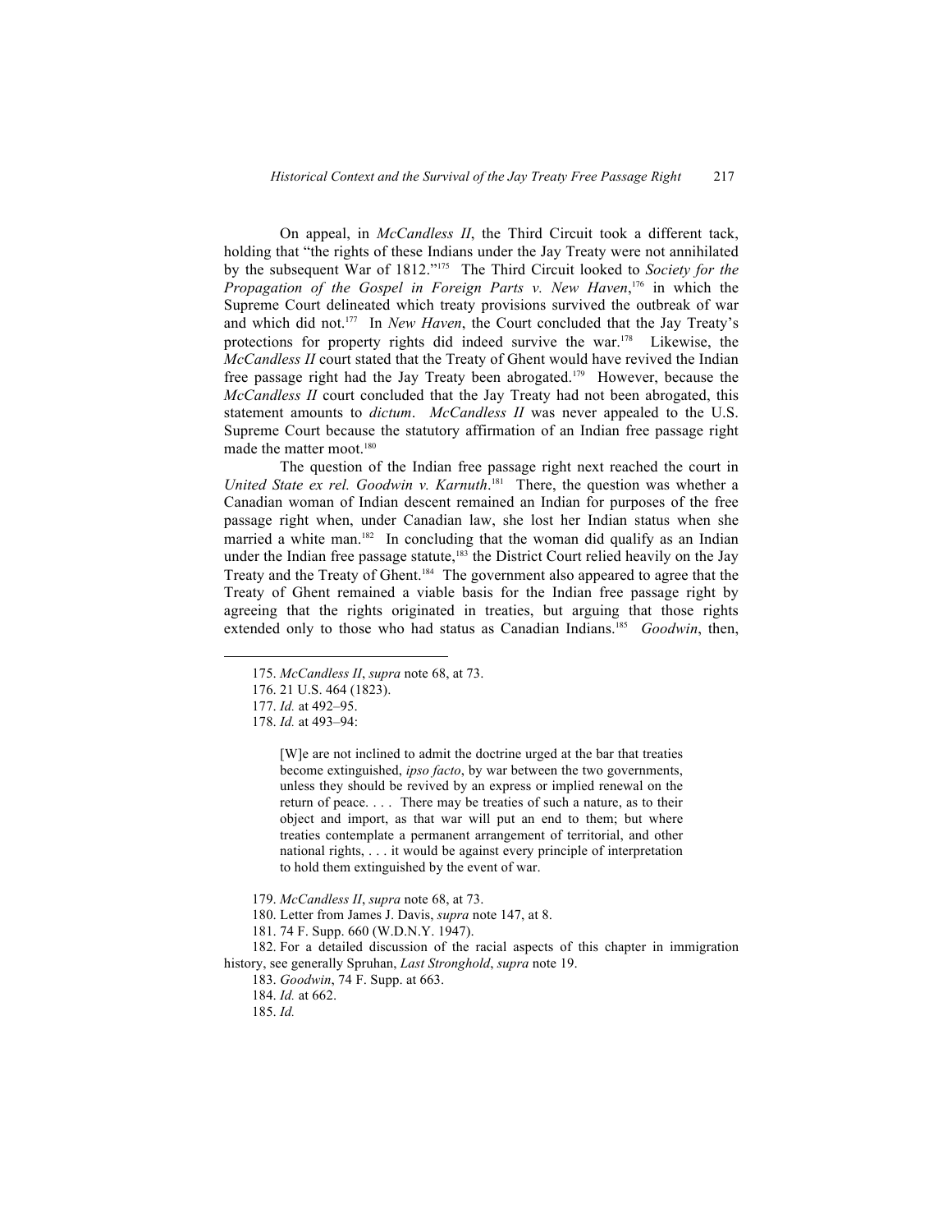On appeal, in *McCandless II*, the Third Circuit took a different tack, holding that "the rights of these Indians under the Jay Treaty were not annihilated by the subsequent War of 1812."[175] The Third Circuit looked to *Society for the Propagation of the Gospel in Foreign Parts v. New Haven*,[176] in which the Supreme Court delineated which treaty provisions survived the outbreak of war and which did not.[177] In *New Haven*, the Court concluded that the Jay Treaty's protections for property rights did indeed survive the war.[178] Likewise, the *McCandless II* court stated that the Treaty of Ghent would have revived the Indian free passage right had the Jay Treaty been abrogated.[179] However, because the *McCandless II* court concluded that the Jay Treaty had not been abrogated, this statement amounts to *dictum*. *McCandless II* was never appealed to the U.S. Supreme Court because the statutory affirmation of an Indian free passage right made the matter moot.[180]

The question of the Indian free passage right next reached the court in *United State ex rel. Goodwin v. Karnuth*.[181] There, the question was whether a Canadian woman of Indian descent remained an Indian for purposes of the free passage right when, under Canadian law, she lost her Indian status when she married a white man.[182] In concluding that the woman did qualify as an Indian under the Indian free passage statute,[183] the District Court relied heavily on the Jay Treaty and the Treaty of Ghent.[184] The government also appeared to agree that the Treaty of Ghent remained a viable basis for the Indian free passage right by agreeing that the rights originated in treaties, but arguing that those rights extended only to those who had status as Canadian Indians.[185] *Goodwin*, then,

---

175. *McCandless II*, *supra* note 68, at 73.

176. 21 U.S. 464 (1823).

177. *Id.* at 492–95.

178. *Id.* at 493–94:

> [W]e are not inclined to admit the doctrine urged at the bar that treaties become extinguished, *ipso facto*, by war between the two governments, unless they should be revived by an express or implied renewal on the return of peace. . . . There may be treaties of such a nature, as to their object and import, as that war will put an end to them; but where treaties contemplate a permanent arrangement of territorial, and other national rights, . . . it would be against every principle of interpretation to hold them extinguished by the event of war.

179. *McCandless II*, *supra* note 68, at 73.

180. Letter from James J. Davis, *supra* note 147, at 8.

181. 74 F. Supp. 660 (W.D.N.Y. 1947).

182. For a detailed discussion of the racial aspects of this chapter in immigration history, see generally Spruhan, *Last Stronghold*, *supra* note 19.

183. *Goodwin*, 74 F. Supp. at 663.

184. *Id.* at 662.

185. *Id.*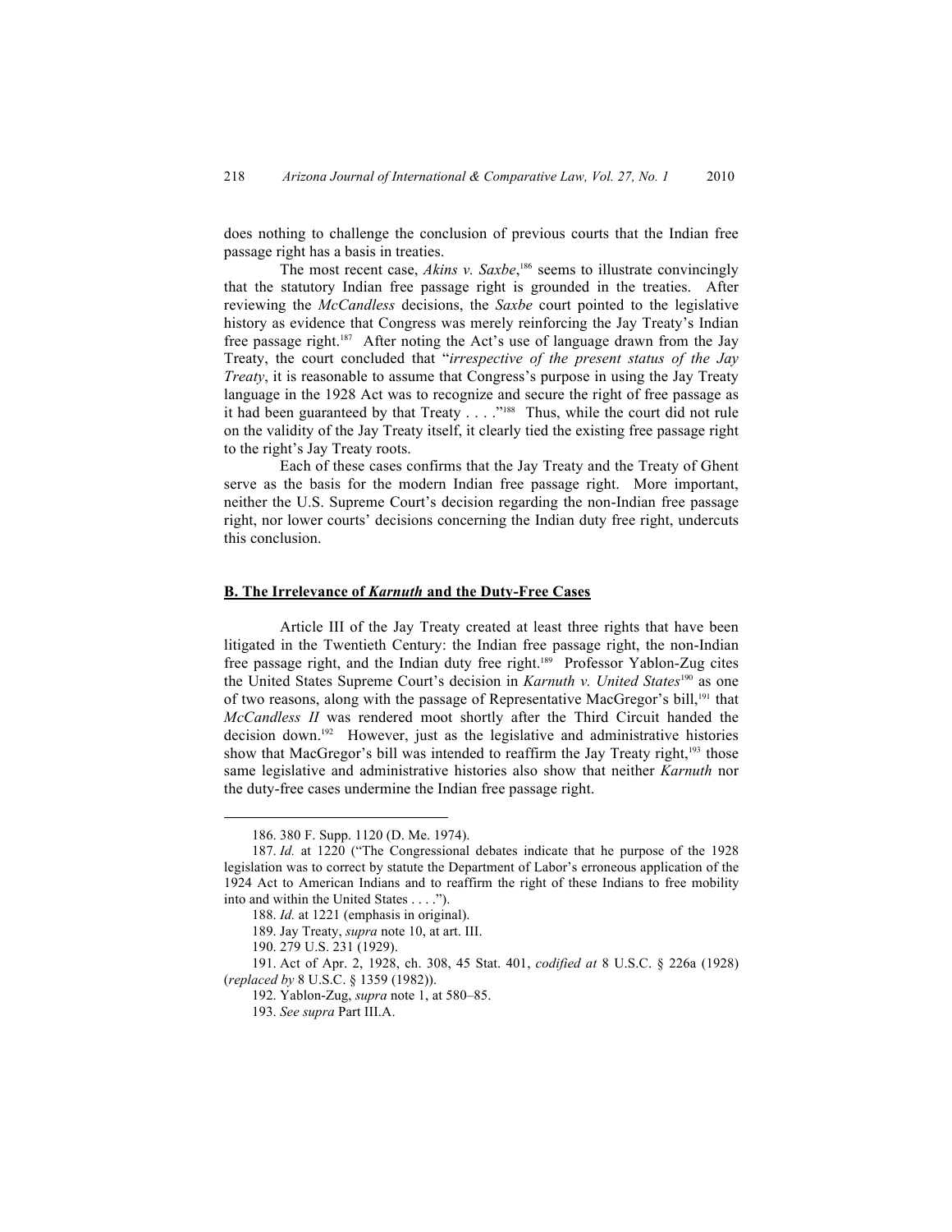does nothing to challenge the conclusion of previous courts that the Indian free passage right has a basis in treaties.

The most recent case, *Akins v. Saxbe*,[186] seems to illustrate convincingly that the statutory Indian free passage right is grounded in the treaties. After reviewing the *McCandless* decisions, the *Saxbe* court pointed to the legislative history as evidence that Congress was merely reinforcing the Jay Treaty's Indian free passage right.[187] After noting the Act's use of language drawn from the Jay Treaty, the court concluded that "*irrespective of the present status of the Jay Treaty*, it is reasonable to assume that Congress's purpose in using the Jay Treaty language in the 1928 Act was to recognize and secure the right of free passage as it had been guaranteed by that Treaty . . . ."[188] Thus, while the court did not rule on the validity of the Jay Treaty itself, it clearly tied the existing free passage right to the right's Jay Treaty roots.

Each of these cases confirms that the Jay Treaty and the Treaty of Ghent serve as the basis for the modern Indian free passage right. More important, neither the U.S. Supreme Court's decision regarding the non-Indian free passage right, nor lower courts' decisions concerning the Indian duty free right, undercuts this conclusion.

## B. The Irrelevance of *Karnuth* and the Duty-Free Cases

Article III of the Jay Treaty created at least three rights that have been litigated in the Twentieth Century: the Indian free passage right, the non-Indian free passage right, and the Indian duty free right.[189] Professor Yablon-Zug cites the United States Supreme Court's decision in *Karnuth v. United States*[190] as one of two reasons, along with the passage of Representative MacGregor's bill,[191] that *McCandless II* was rendered moot shortly after the Third Circuit handed the decision down.[192] However, just as the legislative and administrative histories show that MacGregor's bill was intended to reaffirm the Jay Treaty right,[193] those same legislative and administrative histories also show that neither *Karnuth* nor the duty-free cases undermine the Indian free passage right.

---

186. 380 F. Supp. 1120 (D. Me. 1974).

187. *Id.* at 1220 ("The Congressional debates indicate that he purpose of the 1928 legislation was to correct by statute the Department of Labor's erroneous application of the 1924 Act to American Indians and to reaffirm the right of these Indians to free mobility into and within the United States . . . .").

188. *Id.* at 1221 (emphasis in original).

189. Jay Treaty, *supra* note 10, at art. III.

190. 279 U.S. 231 (1929).

191. Act of Apr. 2, 1928, ch. 308, 45 Stat. 401, *codified at* 8 U.S.C. § 226a (1928) (*replaced by* 8 U.S.C. § 1359 (1982)).

192. Yablon-Zug, *supra* note 1, at 580–85.

193. *See supra* Part III.A.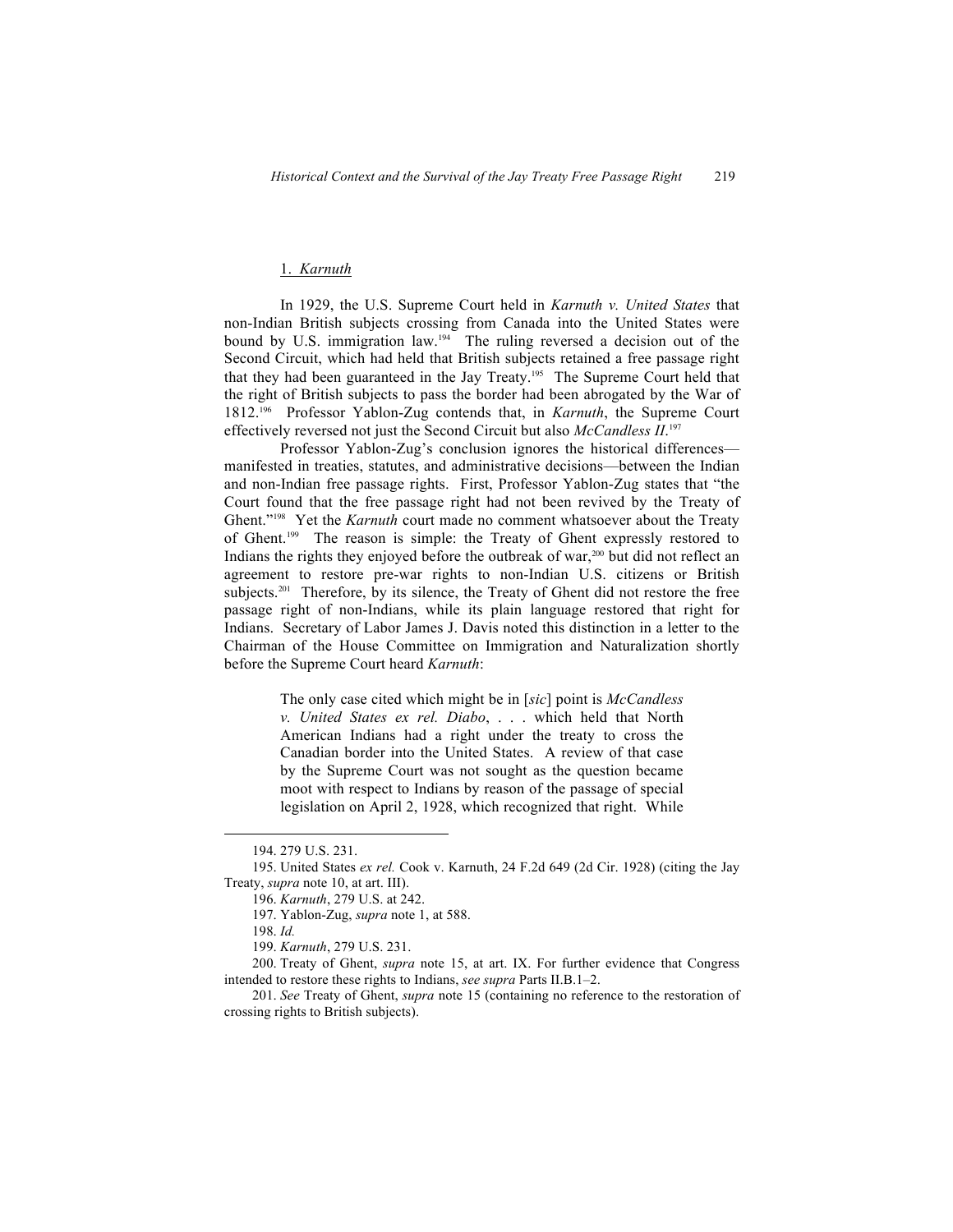### 1. Karnuth

In 1929, the U.S. Supreme Court held in *Karnuth v. United States* that non-Indian British subjects crossing from Canada into the United States were bound by U.S. immigration law.[194] The ruling reversed a decision out of the Second Circuit, which had held that British subjects retained a free passage right that they had been guaranteed in the Jay Treaty.[195] The Supreme Court held that the right of British subjects to pass the border had been abrogated by the War of 1812.[196] Professor Yablon-Zug contends that, in *Karnuth*, the Supreme Court effectively reversed not just the Second Circuit but also *McCandless II*.[197]

Professor Yablon-Zug's conclusion ignores the historical differences—manifested in treaties, statutes, and administrative decisions—between the Indian and non-Indian free passage rights. First, Professor Yablon-Zug states that "the Court found that the free passage right had not been revived by the Treaty of Ghent."[198] Yet the *Karnuth* court made no comment whatsoever about the Treaty of Ghent.[199] The reason is simple: the Treaty of Ghent expressly restored to Indians the rights they enjoyed before the outbreak of war,[200] but did not reflect an agreement to restore pre-war rights to non-Indian U.S. citizens or British subjects.[201] Therefore, by its silence, the Treaty of Ghent did not restore the free passage right of non-Indians, while its plain language restored that right for Indians. Secretary of Labor James J. Davis noted this distinction in a letter to the Chairman of the House Committee on Immigration and Naturalization shortly before the Supreme Court heard *Karnuth*:

> The only case cited which might be in [*sic*] point is *McCandless v. United States ex rel. Diabo*, . . . which held that North American Indians had a right under the treaty to cross the Canadian border into the United States. A review of that case by the Supreme Court was not sought as the question became moot with respect to Indians by reason of the passage of special legislation on April 2, 1928, which recognized that right. While

---

194. 279 U.S. 231.

195. United States *ex rel.* Cook v. Karnuth, 24 F.2d 649 (2d Cir. 1928) (citing the Jay Treaty, *supra* note 10, at art. III).

196. *Karnuth*, 279 U.S. at 242.

197. Yablon-Zug, *supra* note 1, at 588.

198. *Id.*

199. *Karnuth*, 279 U.S. 231.

200. Treaty of Ghent, *supra* note 15, at art. IX. For further evidence that Congress intended to restore these rights to Indians, *see supra* Parts II.B.1–2.

201. *See* Treaty of Ghent, *supra* note 15 (containing no reference to the restoration of crossing rights to British subjects).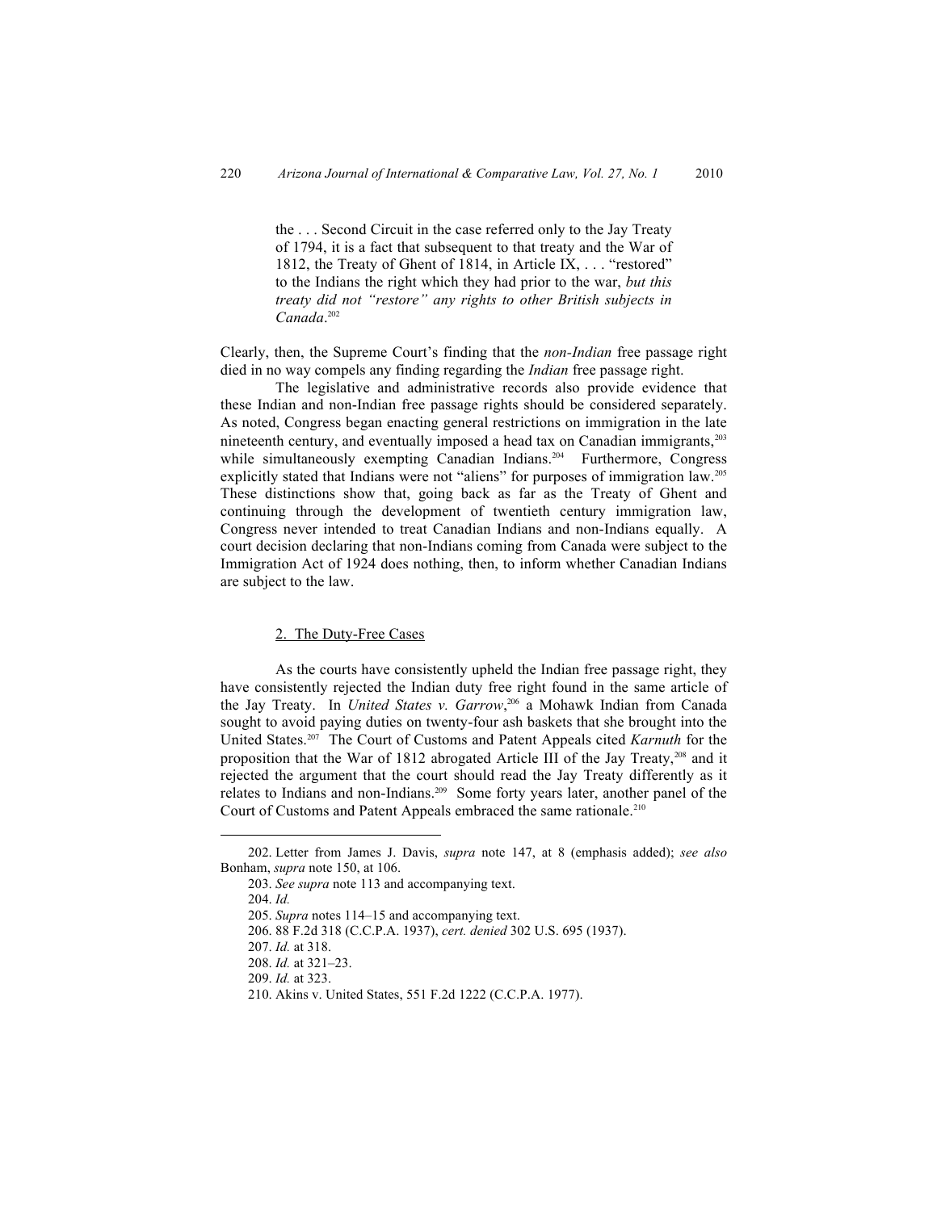> the . . . Second Circuit in the case referred only to the Jay Treaty of 1794, it is a fact that subsequent to that treaty and the War of 1812, the Treaty of Ghent of 1814, in Article IX, . . . "restored" to the Indians the right which they had prior to the war, *but this treaty did not "restore" any rights to other British subjects in Canada*.[202]

Clearly, then, the Supreme Court's finding that the *non-Indian* free passage right died in no way compels any finding regarding the *Indian* free passage right.

The legislative and administrative records also provide evidence that these Indian and non-Indian free passage rights should be considered separately. As noted, Congress began enacting general restrictions on immigration in the late nineteenth century, and eventually imposed a head tax on Canadian immigrants,[203] while simultaneously exempting Canadian Indians.[204] Furthermore, Congress explicitly stated that Indians were not "aliens" for purposes of immigration law.[205] These distinctions show that, going back as far as the Treaty of Ghent and continuing through the development of twentieth century immigration law, Congress never intended to treat Canadian Indians and non-Indians equally. A court decision declaring that non-Indians coming from Canada were subject to the Immigration Act of 1924 does nothing, then, to inform whether Canadian Indians are subject to the law.

### 2. The Duty-Free Cases

As the courts have consistently upheld the Indian free passage right, they have consistently rejected the Indian duty free right found in the same article of the Jay Treaty. In *United States v. Garrow*,[206] a Mohawk Indian from Canada sought to avoid paying duties on twenty-four ash baskets that she brought into the United States.[207] The Court of Customs and Patent Appeals cited *Karnuth* for the proposition that the War of 1812 abrogated Article III of the Jay Treaty,[208] and it rejected the argument that the court should read the Jay Treaty differently as it relates to Indians and non-Indians.[209] Some forty years later, another panel of the Court of Customs and Patent Appeals embraced the same rationale.[210]

---

202. Letter from James J. Davis, *supra* note 147, at 8 (emphasis added); *see also* Bonham, *supra* note 150, at 106.

203. *See supra* note 113 and accompanying text.

204. *Id.*

205. *Supra* notes 114–15 and accompanying text.

206. 88 F.2d 318 (C.C.P.A. 1937), *cert. denied* 302 U.S. 695 (1937).

207. *Id.* at 318.

208. *Id.* at 321–23.

209. *Id.* at 323.

210. Akins v. United States, 551 F.2d 1222 (C.C.P.A. 1977).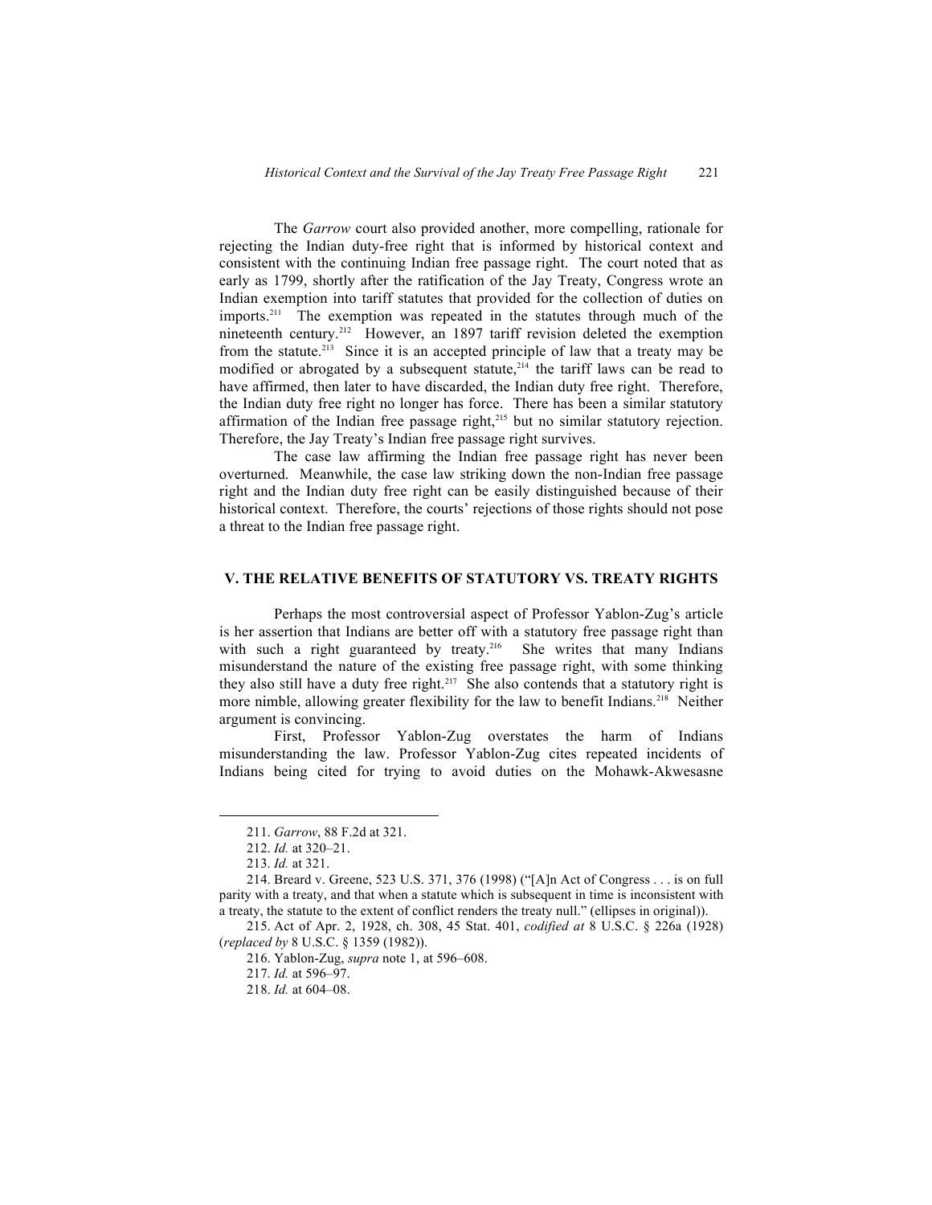The *Garrow* court also provided another, more compelling, rationale for rejecting the Indian duty-free right that is informed by historical context and consistent with the continuing Indian free passage right. The court noted that as early as 1799, shortly after the ratification of the Jay Treaty, Congress wrote an Indian exemption into tariff statutes that provided for the collection of duties on imports.[211] The exemption was repeated in the statutes through much of the nineteenth century.[212] However, an 1897 tariff revision deleted the exemption from the statute.[213] Since it is an accepted principle of law that a treaty may be modified or abrogated by a subsequent statute,[214] the tariff laws can be read to have affirmed, then later to have discarded, the Indian duty free right. Therefore, the Indian duty free right no longer has force. There has been a similar statutory affirmation of the Indian free passage right,[215] but no similar statutory rejection. Therefore, the Jay Treaty's Indian free passage right survives.

The case law affirming the Indian free passage right has never been overturned. Meanwhile, the case law striking down the non-Indian free passage right and the Indian duty free right can be easily distinguished because of their historical context. Therefore, the courts' rejections of those rights should not pose a threat to the Indian free passage right.

## V. THE RELATIVE BENEFITS OF STATUTORY VS. TREATY RIGHTS

Perhaps the most controversial aspect of Professor Yablon-Zug's article is her assertion that Indians are better off with a statutory free passage right than with such a right guaranteed by treaty.[216] She writes that many Indians misunderstand the nature of the existing free passage right, with some thinking they also still have a duty free right.[217] She also contends that a statutory right is more nimble, allowing greater flexibility for the law to benefit Indians.[218] Neither argument is convincing.

First, Professor Yablon-Zug overstates the harm of Indians misunderstanding the law. Professor Yablon-Zug cites repeated incidents of Indians being cited for trying to avoid duties on the Mohawk-Akwesasne

---

211. *Garrow*, 88 F.2d at 321.

212. *Id.* at 320–21.

213. *Id.* at 321.

214. Breard v. Greene, 523 U.S. 371, 376 (1998) ("[A]n Act of Congress . . . is on full parity with a treaty, and that when a statute which is subsequent in time is inconsistent with a treaty, the statute to the extent of conflict renders the treaty null." (ellipses in original)).

215. Act of Apr. 2, 1928, ch. 308, 45 Stat. 401, *codified at* 8 U.S.C. § 226a (1928) (*replaced by* 8 U.S.C. § 1359 (1982)).

216. Yablon-Zug, *supra* note 1, at 596–608.

217. *Id.* at 596–97.

218. *Id.* at 604–08.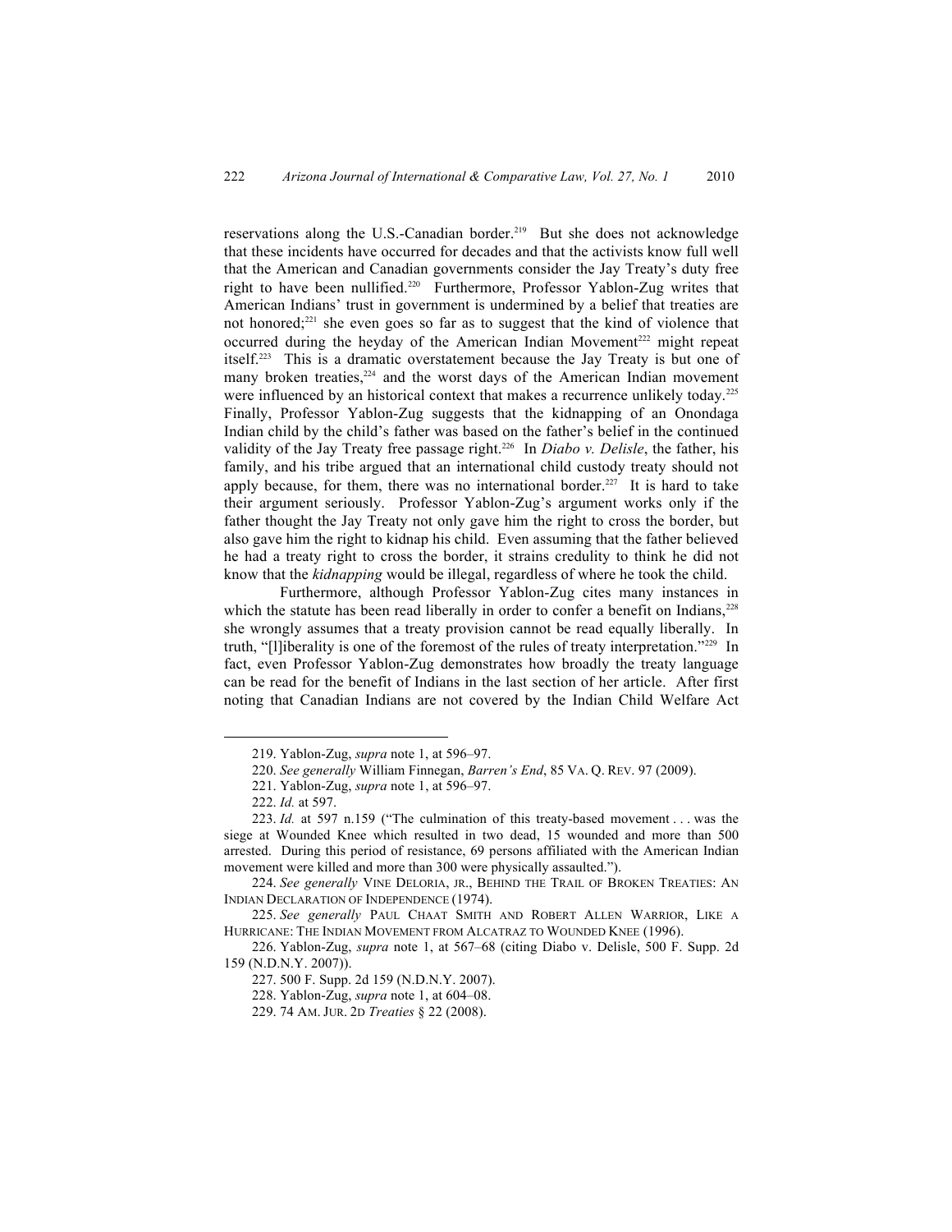reservations along the U.S.-Canadian border.[219] But she does not acknowledge that these incidents have occurred for decades and that the activists know full well that the American and Canadian governments consider the Jay Treaty's duty free right to have been nullified.[220] Furthermore, Professor Yablon-Zug writes that American Indians' trust in government is undermined by a belief that treaties are not honored;[221] she even goes so far as to suggest that the kind of violence that occurred during the heyday of the American Indian Movement[222] might repeat itself.[223] This is a dramatic overstatement because the Jay Treaty is but one of many broken treaties,[224] and the worst days of the American Indian movement were influenced by an historical context that makes a recurrence unlikely today.[225] Finally, Professor Yablon-Zug suggests that the kidnapping of an Onondaga Indian child by the child's father was based on the father's belief in the continued validity of the Jay Treaty free passage right.[226] In *Diabo v. Delisle*, the father, his family, and his tribe argued that an international child custody treaty should not apply because, for them, there was no international border.[227] It is hard to take their argument seriously. Professor Yablon-Zug's argument works only if the father thought the Jay Treaty not only gave him the right to cross the border, but also gave him the right to kidnap his child. Even assuming that the father believed he had a treaty right to cross the border, it strains credulity to think he did not know that the *kidnapping* would be illegal, regardless of where he took the child.

Furthermore, although Professor Yablon-Zug cites many instances in which the statute has been read liberally in order to confer a benefit on Indians,[228] she wrongly assumes that a treaty provision cannot be read equally liberally. In truth, "[l]iberality is one of the foremost of the rules of treaty interpretation."[229] In fact, even Professor Yablon-Zug demonstrates how broadly the treaty language can be read for the benefit of Indians in the last section of her article. After first noting that Canadian Indians are not covered by the Indian Child Welfare Act

---

219. Yablon-Zug, *supra* note 1, at 596–97.

220. *See generally* William Finnegan, *Barren's End*, 85 VA. Q. REV. 97 (2009).

221. Yablon-Zug, *supra* note 1, at 596–97.

222. *Id.* at 597.

223. *Id.* at 597 n.159 ("The culmination of this treaty-based movement . . . was the siege at Wounded Knee which resulted in two dead, 15 wounded and more than 500 arrested. During this period of resistance, 69 persons affiliated with the American Indian movement were killed and more than 300 were physically assaulted.").

224. *See generally* VINE DELORIA, JR., BEHIND THE TRAIL OF BROKEN TREATIES: AN INDIAN DECLARATION OF INDEPENDENCE (1974).

225. *See generally* PAUL CHAAT SMITH AND ROBERT ALLEN WARRIOR, LIKE A HURRICANE: THE INDIAN MOVEMENT FROM ALCATRAZ TO WOUNDED KNEE (1996).

226. Yablon-Zug, *supra* note 1, at 567–68 (citing Diabo v. Delisle, 500 F. Supp. 2d 159 (N.D.N.Y. 2007)).

227. 500 F. Supp. 2d 159 (N.D.N.Y. 2007).

228. Yablon-Zug, *supra* note 1, at 604–08.

229. 74 AM. JUR. 2D *Treaties* § 22 (2008).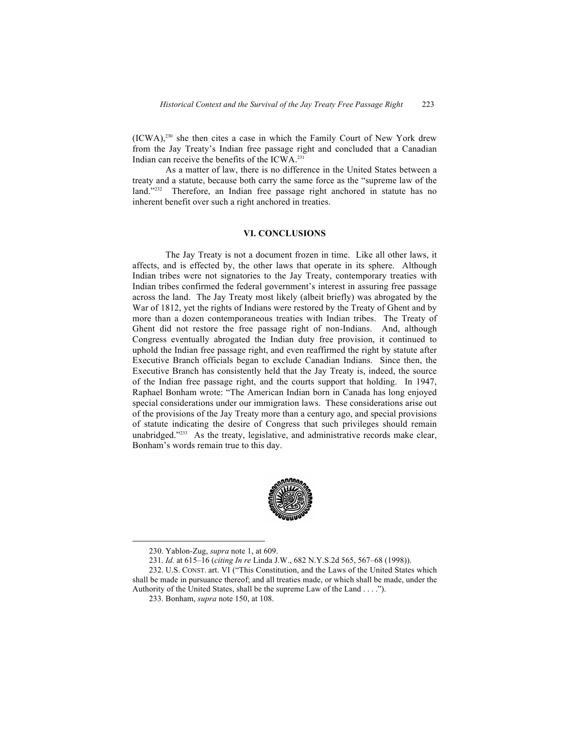(ICWA),[230] she then cites a case in which the Family Court of New York drew from the Jay Treaty's Indian free passage right and concluded that a Canadian Indian can receive the benefits of the ICWA.[231]

As a matter of law, there is no difference in the United States between a treaty and a statute, because both carry the same force as the "supreme law of the land."[232] Therefore, an Indian free passage right anchored in statute has no inherent benefit over such a right anchored in treaties.

## VI. CONCLUSIONS

The Jay Treaty is not a document frozen in time. Like all other laws, it affects, and is effected by, the other laws that operate in its sphere. Although Indian tribes were not signatories to the Jay Treaty, contemporary treaties with Indian tribes confirmed the federal government's interest in assuring free passage across the land. The Jay Treaty most likely (albeit briefly) was abrogated by the War of 1812, yet the rights of Indians were restored by the Treaty of Ghent and by more than a dozen contemporaneous treaties with Indian tribes. The Treaty of Ghent did not restore the free passage right of non-Indians. And, although Congress eventually abrogated the Indian duty free provision, it continued to uphold the Indian free passage right, and even reaffirmed the right by statute after Executive Branch officials began to exclude Canadian Indians. Since then, the Executive Branch has consistently held that the Jay Treaty is, indeed, the source of the Indian free passage right, and the courts support that holding. In 1947, Raphael Bonham wrote: "The American Indian born in Canada has long enjoyed special considerations under our immigration laws. These considerations arise out of the provisions of the Jay Treaty more than a century ago, and special provisions of statute indicating the desire of Congress that such privileges should remain unabridged."[233] As the treaty, legislative, and administrative records make clear, Bonham's words remain true to this day.

---

230. Yablon-Zug, *supra* note 1, at 609.

231. *Id.* at 615–16 (*citing In re* Linda J.W., 682 N.Y.S.2d 565, 567–68 (1998)).

232. U.S. CONST. art. VI ("This Constitution, and the Laws of the United States which shall be made in pursuance thereof; and all treaties made, or which shall be made, under the Authority of the United States, shall be the supreme Law of the Land . . . .").

233. Bonham, *supra* note 150, at 108.